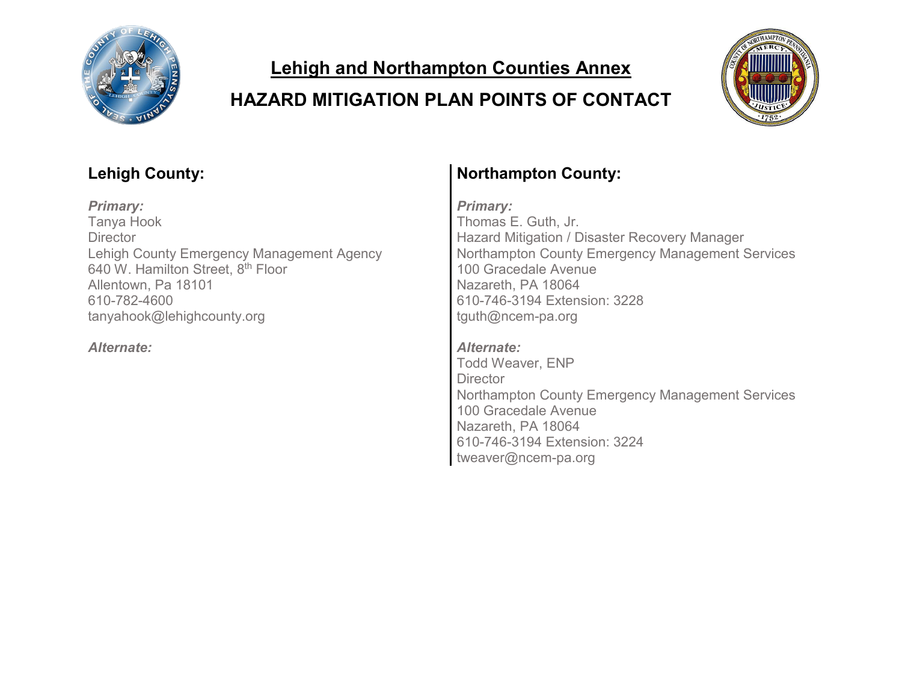# Lehigh and Northampton Counties Annex

## HAZARD MITIGATION PLAN POINTS OF CONTACT

### Lehigh County:

***Primary:***
Tanya Hook
Director
Lehigh County Emergency Management Agency
640 W. Hamilton Street, 8th Floor
Allentown, Pa 18101
610-782-4600
tanyahook@lehighcounty.org

***Alternate:***

### Northampton County:

***Primary:***
Thomas E. Guth, Jr.
Hazard Mitigation / Disaster Recovery Manager
Northampton County Emergency Management Services
100 Gracedale Avenue
Nazareth, PA 18064
610-746-3194 Extension: 3228
tguth@ncem-pa.org

***Alternate:***
Todd Weaver, ENP
Director
Northampton County Emergency Management Services
100 Gracedale Avenue
Nazareth, PA 18064
610-746-3194 Extension: 3224
tweaver@ncem-pa.org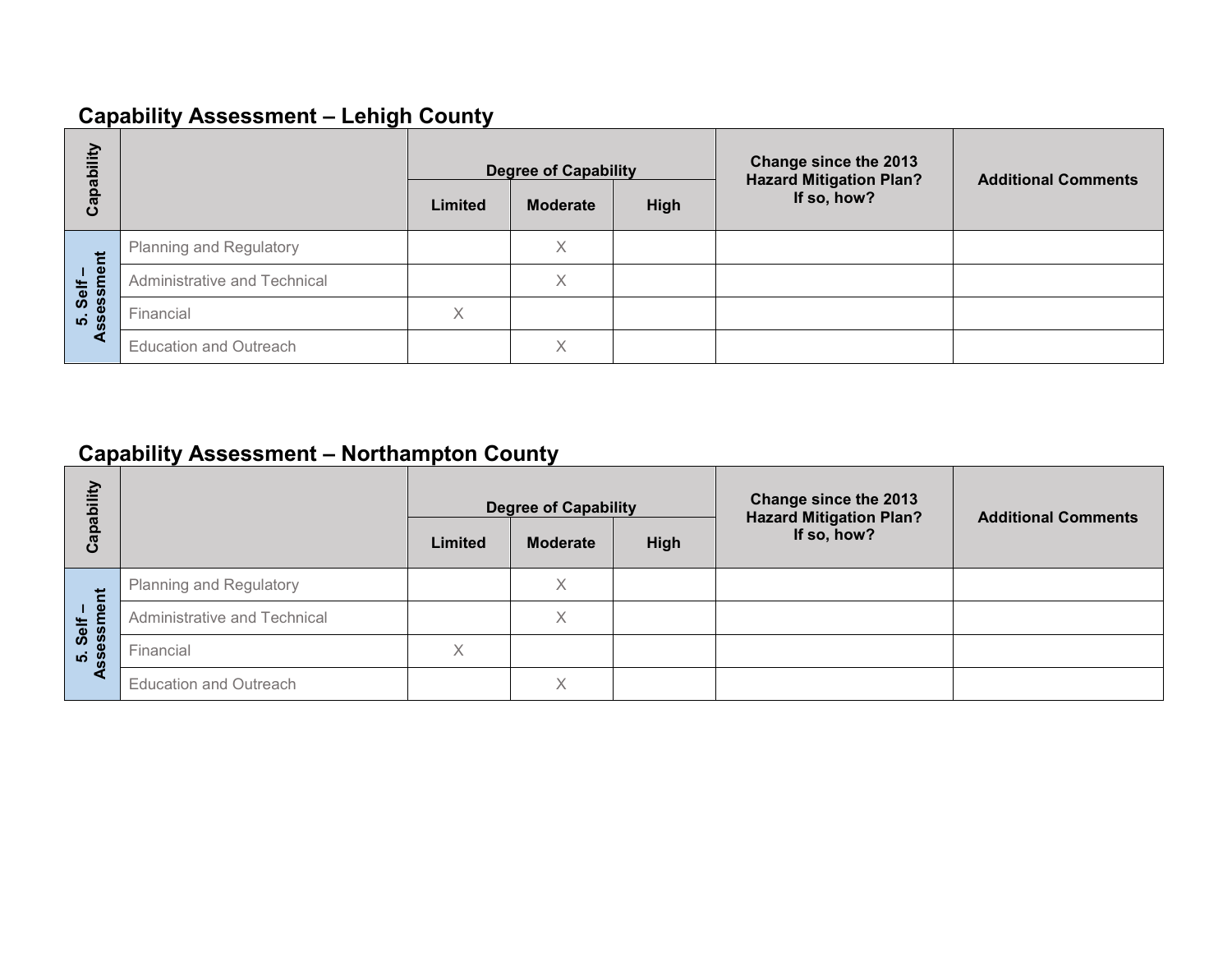## Capability Assessment – Lehigh County

| Capability | | Degree of Capability | | | Change since the 2013 Hazard Mitigation Plan? If so, how? | Additional Comments |
|---|---|---|---|---|---|---|
| | | Limited | Moderate | High | | |
| 5. Self – Assessment | Planning and Regulatory | | X | | | |
| | Administrative and Technical | | X | | | |
| | Financial | X | | | | |
| | Education and Outreach | | X | | | |

## Capability Assessment – Northampton County

| Capability | | Degree of Capability | | | Change since the 2013 Hazard Mitigation Plan? If so, how? | Additional Comments |
|---|---|---|---|---|---|---|
| | | Limited | Moderate | High | | |
| 5. Self – Assessment | Planning and Regulatory | | X | | | |
| | Administrative and Technical | | X | | | |
| | Financial | X | | | | |
| | Education and Outreach | | X | | | |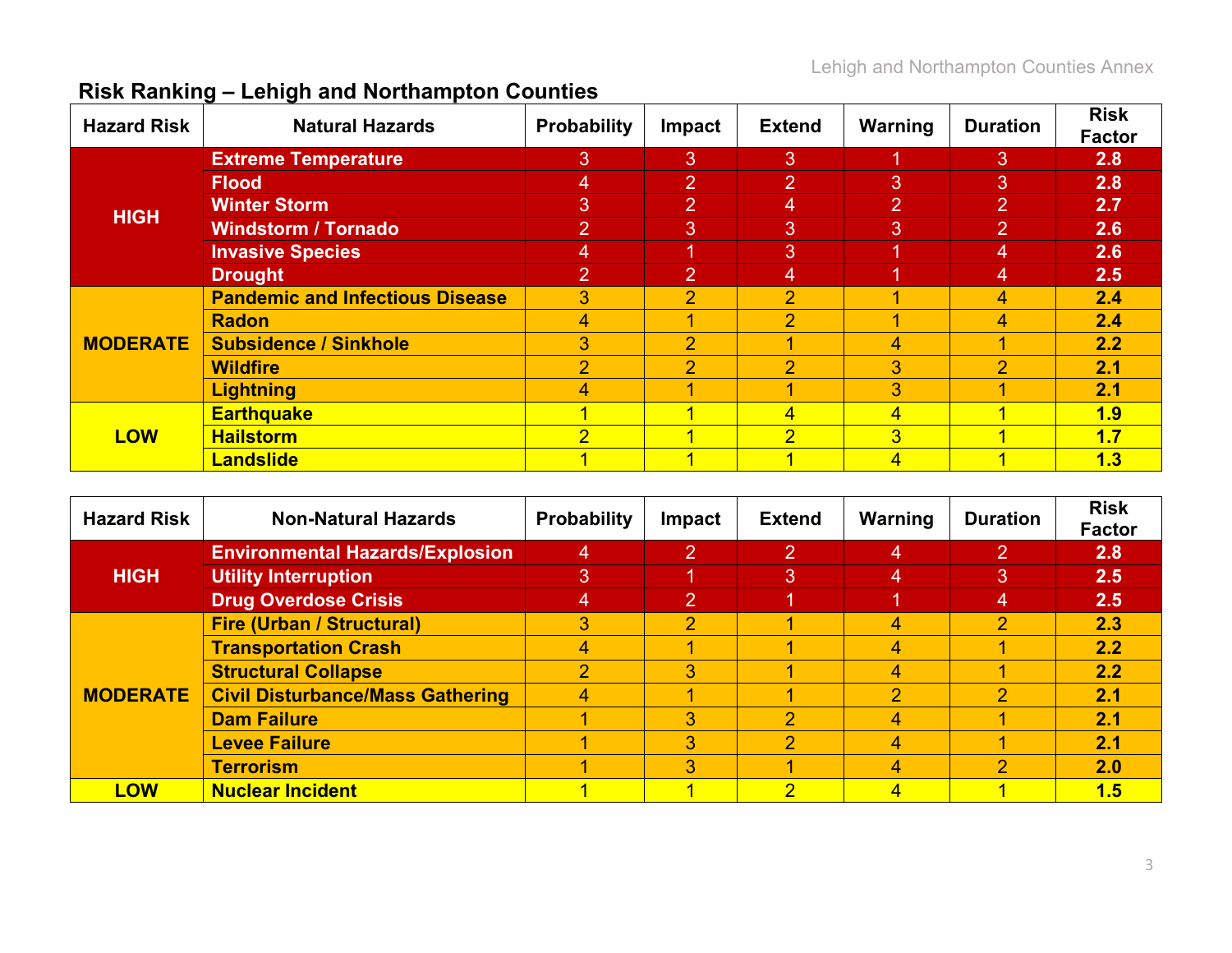## Risk Ranking – Lehigh and Northampton Counties

| Hazard Risk | Natural Hazards | Probability | Impact | Extend | Warning | Duration | Risk Factor |
|---|---|---|---|---|---|---|---|
| HIGH | Extreme Temperature | 3 | 3 | 3 | 1 | 3 | 2.8 |
| | Flood | 4 | 2 | 2 | 3 | 3 | 2.8 |
| | Winter Storm | 3 | 2 | 4 | 2 | 2 | 2.7 |
| | Windstorm / Tornado | 2 | 3 | 3 | 3 | 2 | 2.6 |
| | Invasive Species | 4 | 1 | 3 | 1 | 4 | 2.6 |
| | Drought | 2 | 2 | 4 | 1 | 4 | 2.5 |
| MODERATE | Pandemic and Infectious Disease | 3 | 2 | 2 | 1 | 4 | 2.4 |
| | Radon | 4 | 1 | 2 | 1 | 4 | 2.4 |
| | Subsidence / Sinkhole | 3 | 2 | 1 | 4 | 1 | 2.2 |
| | Wildfire | 2 | 2 | 2 | 3 | 2 | 2.1 |
| | Lightning | 4 | 1 | 1 | 3 | 1 | 2.1 |
| LOW | Earthquake | 1 | 1 | 4 | 4 | 1 | 1.9 |
| | Hailstorm | 2 | 1 | 2 | 3 | 1 | 1.7 |
| | Landslide | 1 | 1 | 1 | 4 | 1 | 1.3 |

| Hazard Risk | Non-Natural Hazards | Probability | Impact | Extend | Warning | Duration | Risk Factor |
|---|---|---|---|---|---|---|---|
| HIGH | Environmental Hazards/Explosion | 4 | 2 | 2 | 4 | 2 | 2.8 |
| | Utility Interruption | 3 | 1 | 3 | 4 | 3 | 2.5 |
| | Drug Overdose Crisis | 4 | 2 | 1 | 1 | 4 | 2.5 |
| MODERATE | Fire (Urban / Structural) | 3 | 2 | 1 | 4 | 2 | 2.3 |
| | Transportation Crash | 4 | 1 | 1 | 4 | 1 | 2.2 |
| | Structural Collapse | 2 | 3 | 1 | 4 | 1 | 2.2 |
| | Civil Disturbance/Mass Gathering | 4 | 1 | 1 | 2 | 2 | 2.1 |
| | Dam Failure | 1 | 3 | 2 | 4 | 1 | 2.1 |
| | Levee Failure | 1 | 3 | 2 | 4 | 1 | 2.1 |
| | Terrorism | 1 | 3 | 1 | 4 | 2 | 2.0 |
| LOW | Nuclear Incident | 1 | 1 | 2 | 4 | 1 | 1.5 |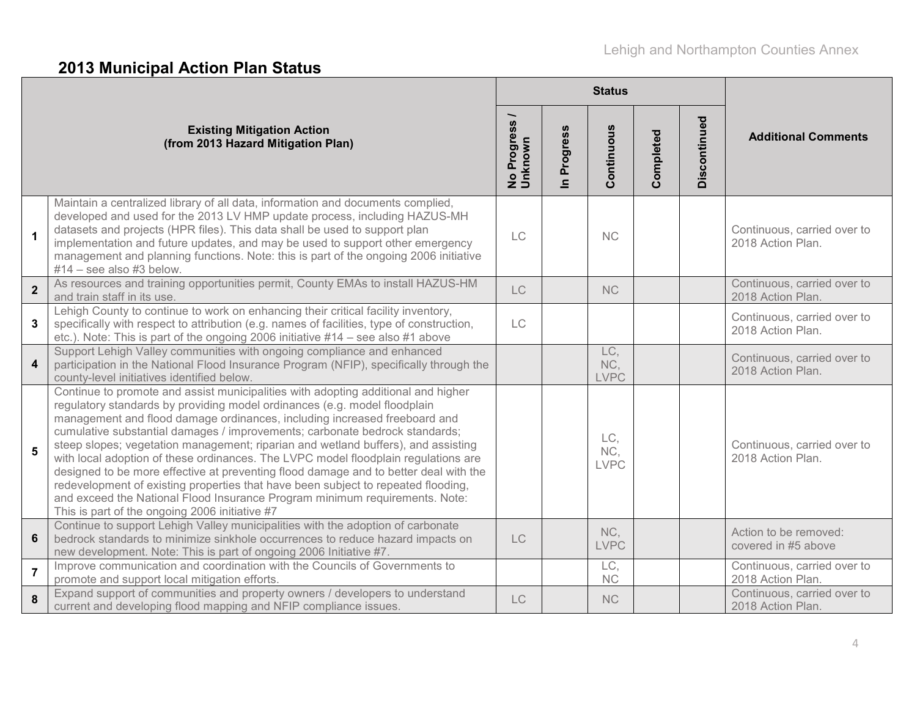## 2013 Municipal Action Plan Status

| | Existing Mitigation Action (from 2013 Hazard Mitigation Plan) | Status | | | | | Additional Comments |
|---|---|---|---|---|---|---|---|
| | | No Progress / Unknown | In Progress | Continuous | Completed | Discontinued | |
| 1 | Maintain a centralized library of all data, information and documents complied, developed and used for the 2013 LV HMP update process, including HAZUS-MH datasets and projects (HPR files). This data shall be used to support plan implementation and future updates, and may be used to support other emergency management and planning functions. Note: this is part of the ongoing 2006 initiative #14 – see also #3 below. | LC | | NC | | | Continuous, carried over to 2018 Action Plan. |
| 2 | As resources and training opportunities permit, County EMAs to install HAZUS-HM and train staff in its use. | LC | | NC | | | Continuous, carried over to 2018 Action Plan. |
| 3 | Lehigh County to continue to work on enhancing their critical facility inventory, specifically with respect to attribution (e.g. names of facilities, type of construction, etc.). Note: This is part of the ongoing 2006 initiative #14 – see also #1 above | LC | | | | | Continuous, carried over to 2018 Action Plan. |
| 4 | Support Lehigh Valley communities with ongoing compliance and enhanced participation in the National Flood Insurance Program (NFIP), specifically through the county-level initiatives identified below. | | | LC, NC, LVPC | | | Continuous, carried over to 2018 Action Plan. |
| 5 | Continue to promote and assist municipalities with adopting additional and higher regulatory standards by providing model ordinances (e.g. model floodplain management and flood damage ordinances, including increased freeboard and cumulative substantial damages / improvements; carbonate bedrock standards; steep slopes; vegetation management; riparian and wetland buffers), and assisting with local adoption of these ordinances. The LVPC model floodplain regulations are designed to be more effective at preventing flood damage and to better deal with the redevelopment of existing properties that have been subject to repeated flooding, and exceed the National Flood Insurance Program minimum requirements. Note: This is part of the ongoing 2006 initiative #7 | | | LC, NC, LVPC | | | Continuous, carried over to 2018 Action Plan. |
| 6 | Continue to support Lehigh Valley municipalities with the adoption of carbonate bedrock standards to minimize sinkhole occurrences to reduce hazard impacts on new development. Note: This is part of ongoing 2006 Initiative #7. | LC | | NC, LVPC | | | Action to be removed: covered in #5 above |
| 7 | Improve communication and coordination with the Councils of Governments to promote and support local mitigation efforts. | | | LC, NC | | | Continuous, carried over to 2018 Action Plan. |
| 8 | Expand support of communities and property owners / developers to understand current and developing flood mapping and NFIP compliance issues. | LC | | NC | | | Continuous, carried over to 2018 Action Plan. |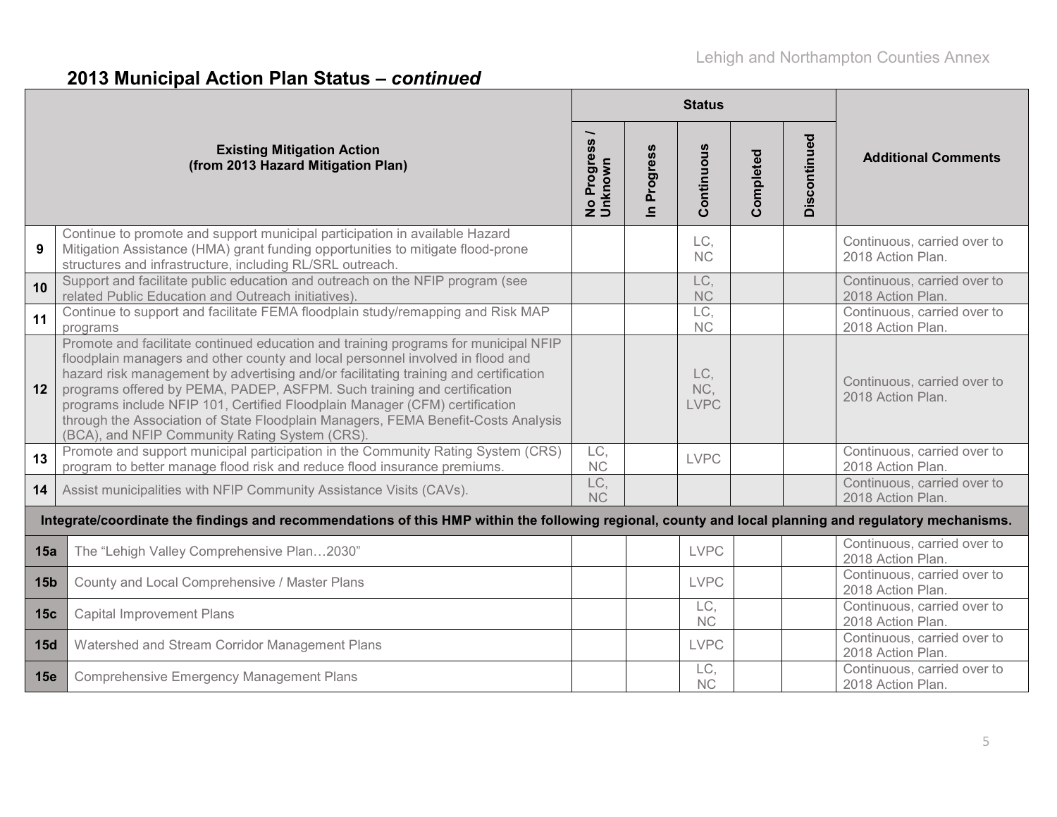## 2013 Municipal Action Plan Status – *continued*

| # | Existing Mitigation Action (from 2013 Hazard Mitigation Plan) | No Progress / Unknown | In Progress | Continuous | Completed | Discontinued | Additional Comments |
|---|---|---|---|---|---|---|---|
| 9 | Continue to promote and support municipal participation in available Hazard Mitigation Assistance (HMA) grant funding opportunities to mitigate flood-prone structures and infrastructure, including RL/SRL outreach. | | | LC, NC | | | Continuous, carried over to 2018 Action Plan. |
| 10 | Support and facilitate public education and outreach on the NFIP program (see related Public Education and Outreach initiatives). | | | LC, NC | | | Continuous, carried over to 2018 Action Plan. |
| 11 | Continue to support and facilitate FEMA floodplain study/remapping and Risk MAP programs | | | LC, NC | | | Continuous, carried over to 2018 Action Plan. |
| 12 | Promote and facilitate continued education and training programs for municipal NFIP floodplain managers and other county and local personnel involved in flood and hazard risk management by advertising and/or facilitating training and certification programs offered by PEMA, PADEP, ASFPM. Such training and certification programs include NFIP 101, Certified Floodplain Manager (CFM) certification through the Association of State Floodplain Managers, FEMA Benefit-Costs Analysis (BCA), and NFIP Community Rating System (CRS). | | | LC, NC, LVPC | | | Continuous, carried over to 2018 Action Plan. |
| 13 | Promote and support municipal participation in the Community Rating System (CRS) program to better manage flood risk and reduce flood insurance premiums. | LC, NC | | LVPC | | | Continuous, carried over to 2018 Action Plan. |
| 14 | Assist municipalities with NFIP Community Assistance Visits (CAVs). | LC, NC | | | | | Continuous, carried over to 2018 Action Plan. |
| **Integrate/coordinate the findings and recommendations of this HMP within the following regional, county and local planning and regulatory mechanisms.** | | | | | | | |
| 15a | The "Lehigh Valley Comprehensive Plan…2030" | | | LVPC | | | Continuous, carried over to 2018 Action Plan. |
| 15b | County and Local Comprehensive / Master Plans | | | LVPC | | | Continuous, carried over to 2018 Action Plan. |
| 15c | Capital Improvement Plans | | | LC, NC | | | Continuous, carried over to 2018 Action Plan. |
| 15d | Watershed and Stream Corridor Management Plans | | | LVPC | | | Continuous, carried over to 2018 Action Plan. |
| 15e | Comprehensive Emergency Management Plans | | | LC, NC | | | Continuous, carried over to 2018 Action Plan. |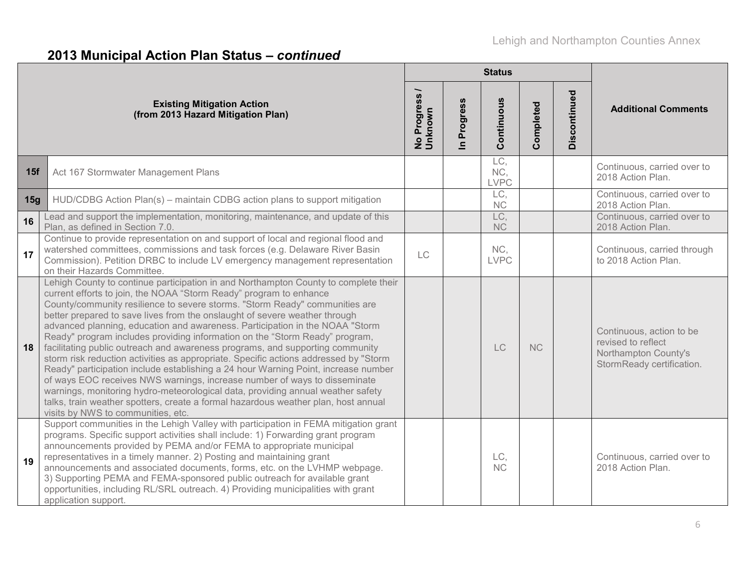## 2013 Municipal Action Plan Status – *continued*

| | Existing Mitigation Action (from 2013 Hazard Mitigation Plan) | Status | | | | | Additional Comments |
|---|---|---|---|---|---|---|---|
| | | No Progress / Unknown | In Progress | Continuous | Completed | Discontinued | |
| 15f | Act 167 Stormwater Management Plans | | | LC, NC, LVPC | | | Continuous, carried over to 2018 Action Plan. |
| 15g | HUD/CDBG Action Plan(s) – maintain CDBG action plans to support mitigation | | | LC, NC | | | Continuous, carried over to 2018 Action Plan. |
| 16 | Lead and support the implementation, monitoring, maintenance, and update of this Plan, as defined in Section 7.0. | | | LC, NC | | | Continuous, carried over to 2018 Action Plan. |
| 17 | Continue to provide representation on and support of local and regional flood and watershed committees, commissions and task forces (e.g. Delaware River Basin Commission). Petition DRBC to include LV emergency management representation on their Hazards Committee. | LC | | NC, LVPC | | | Continuous, carried through to 2018 Action Plan. |
| 18 | Lehigh County to continue participation in and Northampton County to complete their current efforts to join, the NOAA "Storm Ready" program to enhance County/community resilience to severe storms. "Storm Ready" communities are better prepared to save lives from the onslaught of severe weather through advanced planning, education and awareness. Participation in the NOAA "Storm Ready" program includes providing information on the "Storm Ready" program, facilitating public outreach and awareness programs, and supporting community storm risk reduction activities as appropriate. Specific actions addressed by "Storm Ready" participation include establishing a 24 hour Warning Point, increase number of ways EOC receives NWS warnings, increase number of ways to disseminate warnings, monitoring hydro-meteorological data, providing annual weather safety talks, train weather spotters, create a formal hazardous weather plan, host annual visits by NWS to communities, etc. | | | LC | NC | | Continuous, action to be revised to reflect Northampton County's StormReady certification. |
| 19 | Support communities in the Lehigh Valley with participation in FEMA mitigation grant programs. Specific support activities shall include: 1) Forwarding grant program announcements provided by PEMA and/or FEMA to appropriate municipal representatives in a timely manner. 2) Posting and maintaining grant announcements and associated documents, forms, etc. on the LVHMP webpage. 3) Supporting PEMA and FEMA-sponsored public outreach for available grant opportunities, including RL/SRL outreach. 4) Providing municipalities with grant application support. | | | LC, NC | | | Continuous, carried over to 2018 Action Plan. |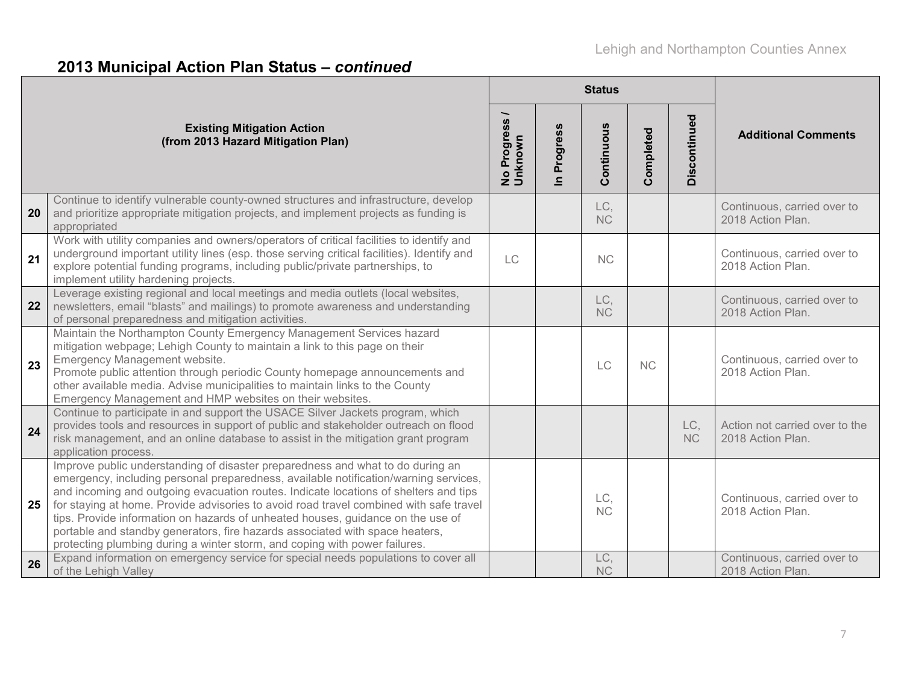## 2013 Municipal Action Plan Status – *continued*

| # | Existing Mitigation Action (from 2013 Hazard Mitigation Plan) | Status | | | | | Additional Comments |
|---|---|---|---|---|---|---|---|
| | | No Progress / Unknown | In Progress | Continuous | Completed | Discontinued | |
| 20 | Continue to identify vulnerable county-owned structures and infrastructure, develop and prioritize appropriate mitigation projects, and implement projects as funding is appropriated | | | LC, NC | | | Continuous, carried over to 2018 Action Plan. |
| 21 | Work with utility companies and owners/operators of critical facilities to identify and underground important utility lines (esp. those serving critical facilities). Identify and explore potential funding programs, including public/private partnerships, to implement utility hardening projects. | LC | | NC | | | Continuous, carried over to 2018 Action Plan. |
| 22 | Leverage existing regional and local meetings and media outlets (local websites, newsletters, email "blasts" and mailings) to promote awareness and understanding of personal preparedness and mitigation activities. | | | LC, NC | | | Continuous, carried over to 2018 Action Plan. |
| 23 | Maintain the Northampton County Emergency Management Services hazard mitigation webpage; Lehigh County to maintain a link to this page on their Emergency Management website.<br>Promote public attention through periodic County homepage announcements and other available media. Advise municipalities to maintain links to the County Emergency Management and HMP websites on their websites. | | | LC | NC | | Continuous, carried over to 2018 Action Plan. |
| 24 | Continue to participate in and support the USACE Silver Jackets program, which provides tools and resources in support of public and stakeholder outreach on flood risk management, and an online database to assist in the mitigation grant program application process. | | | | | LC, NC | Action not carried over to the 2018 Action Plan. |
| 25 | Improve public understanding of disaster preparedness and what to do during an emergency, including personal preparedness, available notification/warning services, and incoming and outgoing evacuation routes. Indicate locations of shelters and tips for staying at home. Provide advisories to avoid road travel combined with safe travel tips. Provide information on hazards of unheated houses, guidance on the use of portable and standby generators, fire hazards associated with space heaters, protecting plumbing during a winter storm, and coping with power failures. | | | LC, NC | | | Continuous, carried over to 2018 Action Plan. |
| 26 | Expand information on emergency service for special needs populations to cover all of the Lehigh Valley | | | LC, NC | | | Continuous, carried over to 2018 Action Plan. |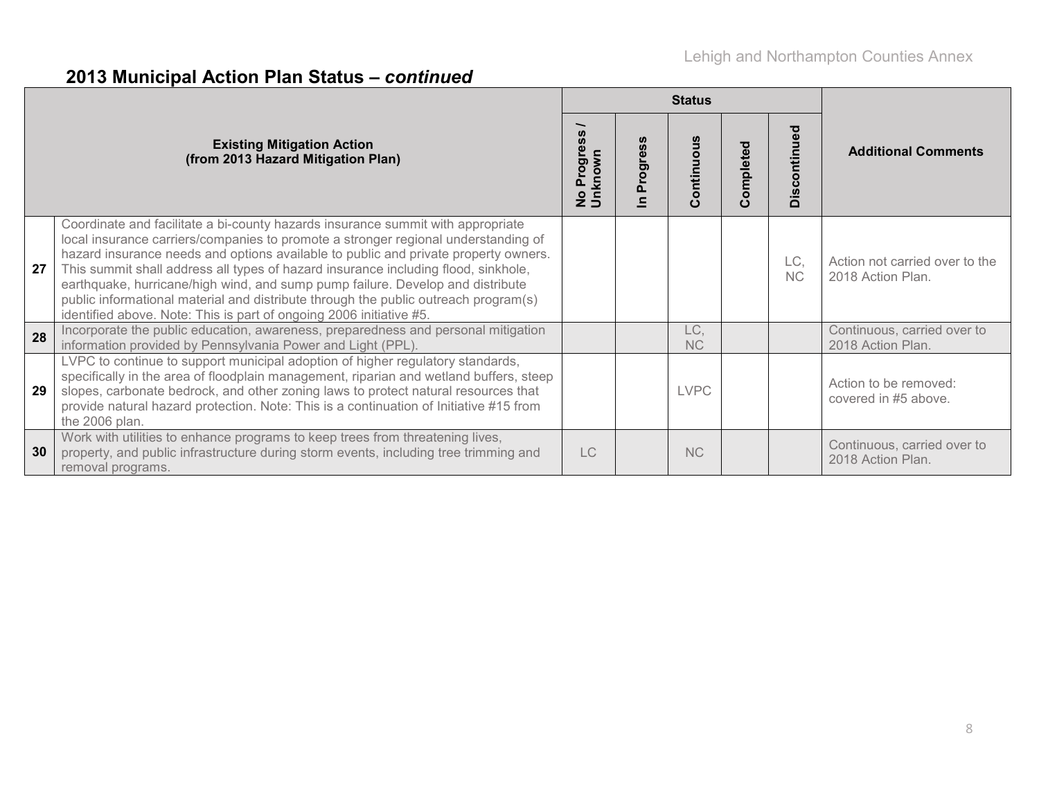## 2013 Municipal Action Plan Status – *continued*

| | Existing Mitigation Action (from 2013 Hazard Mitigation Plan) | Status | | | | | Additional Comments |
|---|---|---|---|---|---|---|---|
| | | No Progress / Unknown | In Progress | Continuous | Completed | Discontinued | |
| **27** | Coordinate and facilitate a bi-county hazards insurance summit with appropriate local insurance carriers/companies to promote a stronger regional understanding of hazard insurance needs and options available to public and private property owners. This summit shall address all types of hazard insurance including flood, sinkhole, earthquake, hurricane/high wind, and sump pump failure. Develop and distribute public informational material and distribute through the public outreach program(s) identified above. Note: This is part of ongoing 2006 initiative #5. | | | | | LC, NC | Action not carried over to the 2018 Action Plan. |
| **28** | Incorporate the public education, awareness, preparedness and personal mitigation information provided by Pennsylvania Power and Light (PPL). | | | LC, NC | | | Continuous, carried over to 2018 Action Plan. |
| **29** | LVPC to continue to support municipal adoption of higher regulatory standards, specifically in the area of floodplain management, riparian and wetland buffers, steep slopes, carbonate bedrock, and other zoning laws to protect natural resources that provide natural hazard protection. Note: This is a continuation of Initiative #15 from the 2006 plan. | | | LVPC | | | Action to be removed: covered in #5 above. |
| **30** | Work with utilities to enhance programs to keep trees from threatening lives, property, and public infrastructure during storm events, including tree trimming and removal programs. | LC | | NC | | | Continuous, carried over to 2018 Action Plan. |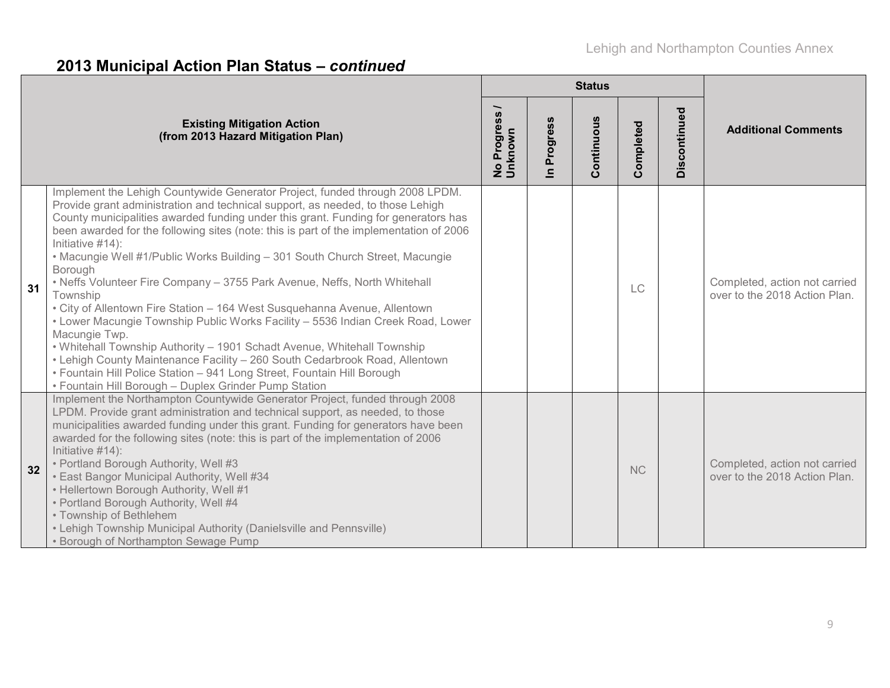## 2013 Municipal Action Plan Status – *continued*

| | Existing Mitigation Action (from 2013 Hazard Mitigation Plan) | Status | | | | | Additional Comments |
|---|---|---|---|---|---|---|---|
| | | No Progress / Unknown | In Progress | Continuous | Completed | Discontinued | |
| 31 | Implement the Lehigh Countywide Generator Project, funded through 2008 LPDM. Provide grant administration and technical support, as needed, to those Lehigh County municipalities awarded funding under this grant. Funding for generators has been awarded for the following sites (note: this is part of the implementation of 2006 Initiative #14):<br>• Macungie Well #1/Public Works Building – 301 South Church Street, Macungie Borough<br>• Neffs Volunteer Fire Company – 3755 Park Avenue, Neffs, North Whitehall Township<br>• City of Allentown Fire Station – 164 West Susquehanna Avenue, Allentown<br>• Lower Macungie Township Public Works Facility – 5536 Indian Creek Road, Lower Macungie Twp.<br>• Whitehall Township Authority – 1901 Schadt Avenue, Whitehall Township<br>• Lehigh County Maintenance Facility – 260 South Cedarbrook Road, Allentown<br>• Fountain Hill Police Station – 941 Long Street, Fountain Hill Borough<br>• Fountain Hill Borough – Duplex Grinder Pump Station | | | | LC | | Completed, action not carried over to the 2018 Action Plan. |
| 32 | Implement the Northampton Countywide Generator Project, funded through 2008 LPDM. Provide grant administration and technical support, as needed, to those municipalities awarded funding under this grant. Funding for generators have been awarded for the following sites (note: this is part of the implementation of 2006 Initiative #14):<br>• Portland Borough Authority, Well #3<br>• East Bangor Municipal Authority, Well #34<br>• Hellertown Borough Authority, Well #1<br>• Portland Borough Authority, Well #4<br>• Township of Bethlehem<br>• Lehigh Township Municipal Authority (Danielsville and Pennsville)<br>• Borough of Northampton Sewage Pump | | | | NC | | Completed, action not carried over to the 2018 Action Plan. |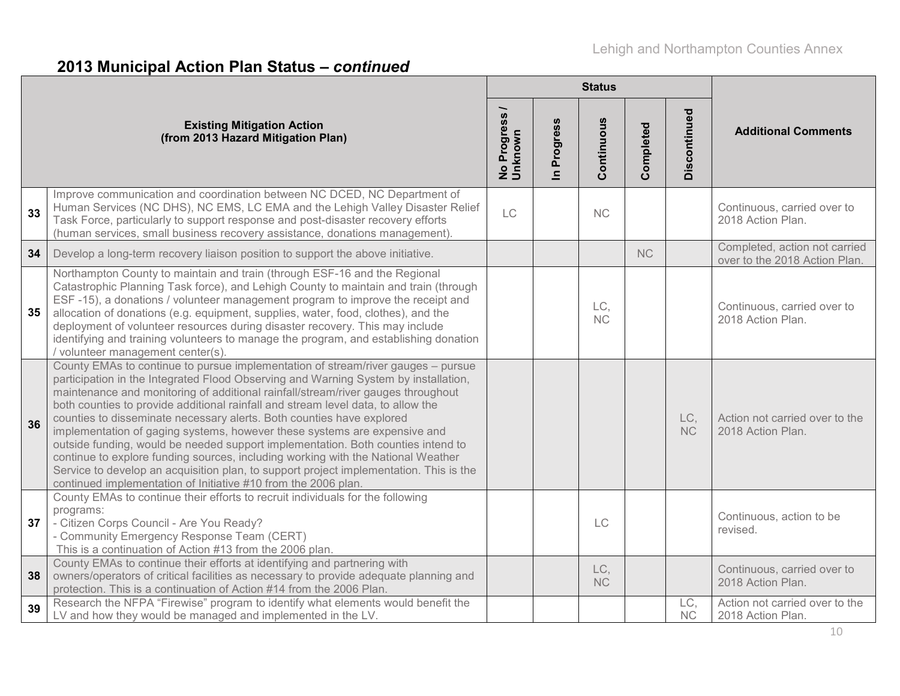## 2013 Municipal Action Plan Status – *continued*

| # | Existing Mitigation Action (from 2013 Hazard Mitigation Plan) | Status | | | | | Additional Comments |
|---|---|---|---|---|---|---|---|
| | | No Progress / Unknown | In Progress | Continuous | Completed | Discontinued | |
| 33 | Improve communication and coordination between NC DCED, NC Department of Human Services (NC DHS), NC EMS, LC EMA and the Lehigh Valley Disaster Relief Task Force, particularly to support response and post-disaster recovery efforts (human services, small business recovery assistance, donations management). | LC | | NC | | | Continuous, carried over to 2018 Action Plan. |
| 34 | Develop a long-term recovery liaison position to support the above initiative. | | | | NC | | Completed, action not carried over to the 2018 Action Plan. |
| 35 | Northampton County to maintain and train (through ESF-16 and the Regional Catastrophic Planning Task force), and Lehigh County to maintain and train (through ESF -15), a donations / volunteer management program to improve the receipt and allocation of donations (e.g. equipment, supplies, water, food, clothes), and the deployment of volunteer resources during disaster recovery. This may include identifying and training volunteers to manage the program, and establishing donation / volunteer management center(s). | | | LC, NC | | | Continuous, carried over to 2018 Action Plan. |
| 36 | County EMAs to continue to pursue implementation of stream/river gauges – pursue participation in the Integrated Flood Observing and Warning System by installation, maintenance and monitoring of additional rainfall/stream/river gauges throughout both counties to provide additional rainfall and stream level data, to allow the counties to disseminate necessary alerts. Both counties have explored implementation of gaging systems, however these systems are expensive and outside funding, would be needed support implementation. Both counties intend to continue to explore funding sources, including working with the National Weather Service to develop an acquisition plan, to support project implementation. This is the continued implementation of Initiative #10 from the 2006 plan. | | | | | LC, NC | Action not carried over to the 2018 Action Plan. |
| 37 | County EMAs to continue their efforts to recruit individuals for the following programs:<br>- Citizen Corps Council - Are You Ready?<br>- Community Emergency Response Team (CERT)<br>This is a continuation of Action #13 from the 2006 plan. | | | LC | | | Continuous, action to be revised. |
| 38 | County EMAs to continue their efforts at identifying and partnering with owners/operators of critical facilities as necessary to provide adequate planning and protection. This is a continuation of Action #14 from the 2006 Plan. | | | LC, NC | | | Continuous, carried over to 2018 Action Plan. |
| 39 | Research the NFPA "Firewise" program to identify what elements would benefit the LV and how they would be managed and implemented in the LV. | | | | | LC, NC | Action not carried over to the 2018 Action Plan. |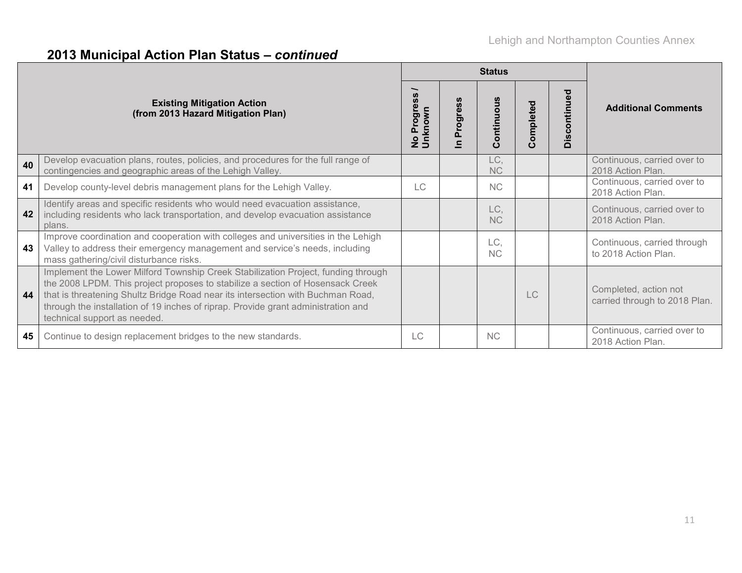## 2013 Municipal Action Plan Status – *continued*

| # | Existing Mitigation Action (from 2013 Hazard Mitigation Plan) | Status | | | | | Additional Comments |
|---|---|---|---|---|---|---|---|
| | | No Progress / Unknown | In Progress | Continuous | Completed | Discontinued | |
| 40 | Develop evacuation plans, routes, policies, and procedures for the full range of contingencies and geographic areas of the Lehigh Valley. | | | LC, NC | | | Continuous, carried over to 2018 Action Plan. |
| 41 | Develop county-level debris management plans for the Lehigh Valley. | LC | | NC | | | Continuous, carried over to 2018 Action Plan. |
| 42 | Identify areas and specific residents who would need evacuation assistance, including residents who lack transportation, and develop evacuation assistance plans. | | | LC, NC | | | Continuous, carried over to 2018 Action Plan. |
| 43 | Improve coordination and cooperation with colleges and universities in the Lehigh Valley to address their emergency management and service's needs, including mass gathering/civil disturbance risks. | | | LC, NC | | | Continuous, carried through to 2018 Action Plan. |
| 44 | Implement the Lower Milford Township Creek Stabilization Project, funding through the 2008 LPDM. This project proposes to stabilize a section of Hosensack Creek that is threatening Shultz Bridge Road near its intersection with Buchman Road, through the installation of 19 inches of riprap. Provide grant administration and technical support as needed. | | | | LC | | Completed, action not carried through to 2018 Plan. |
| 45 | Continue to design replacement bridges to the new standards. | LC | | NC | | | Continuous, carried over to 2018 Action Plan. |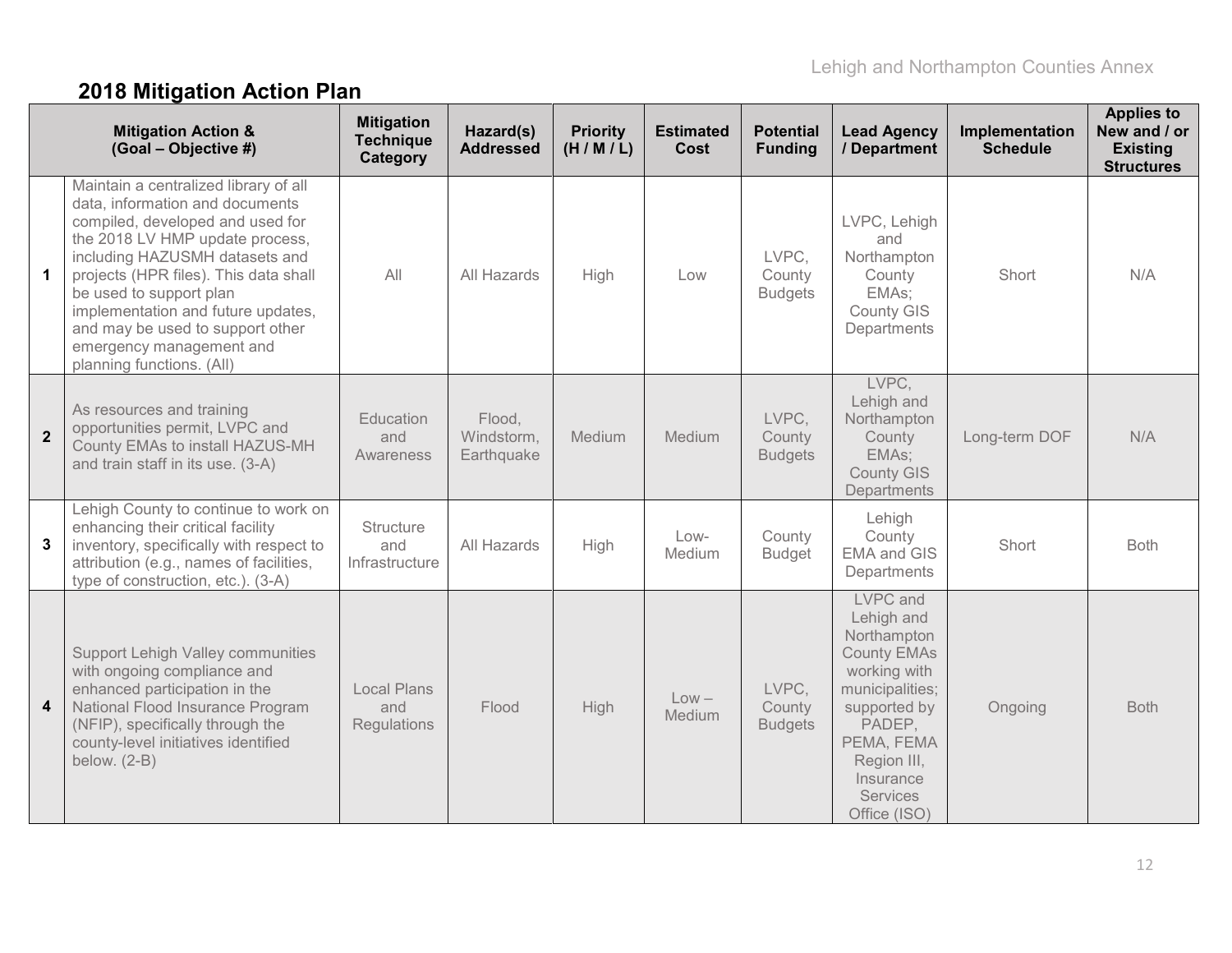## 2018 Mitigation Action Plan

| | Mitigation Action & (Goal – Objective #) | Mitigation Technique Category | Hazard(s) Addressed | Priority (H / M / L) | Estimated Cost | Potential Funding | Lead Agency / Department | Implementation Schedule | Applies to New and / or Existing Structures |
|---|---|---|---|---|---|---|---|---|---|
| **1** | Maintain a centralized library of all data, information and documents compiled, developed and used for the 2018 LV HMP update process, including HAZUSMH datasets and projects (HPR files). This data shall be used to support plan implementation and future updates, and may be used to support other emergency management and planning functions. (All) | All | All Hazards | High | Low | LVPC, County Budgets | LVPC, Lehigh and Northampton County EMAs; County GIS Departments | Short | N/A |
| **2** | As resources and training opportunities permit, LVPC and County EMAs to install HAZUS-MH and train staff in its use. (3-A) | Education and Awareness | Flood, Windstorm, Earthquake | Medium | Medium | LVPC, County Budgets | LVPC, Lehigh and Northampton County EMAs; County GIS Departments | Long-term DOF | N/A |
| **3** | Lehigh County to continue to work on enhancing their critical facility inventory, specifically with respect to attribution (e.g., names of facilities, type of construction, etc.). (3-A) | Structure and Infrastructure | All Hazards | High | Low-Medium | County Budget | Lehigh County EMA and GIS Departments | Short | Both |
| **4** | Support Lehigh Valley communities with ongoing compliance and enhanced participation in the National Flood Insurance Program (NFIP), specifically through the county-level initiatives identified below. (2-B) | Local Plans and Regulations | Flood | High | Low – Medium | LVPC, County Budgets | LVPC and Lehigh and Northampton County EMAs working with municipalities; supported by PADEP, PEMA, FEMA Region III, Insurance Services Office (ISO) | Ongoing | Both |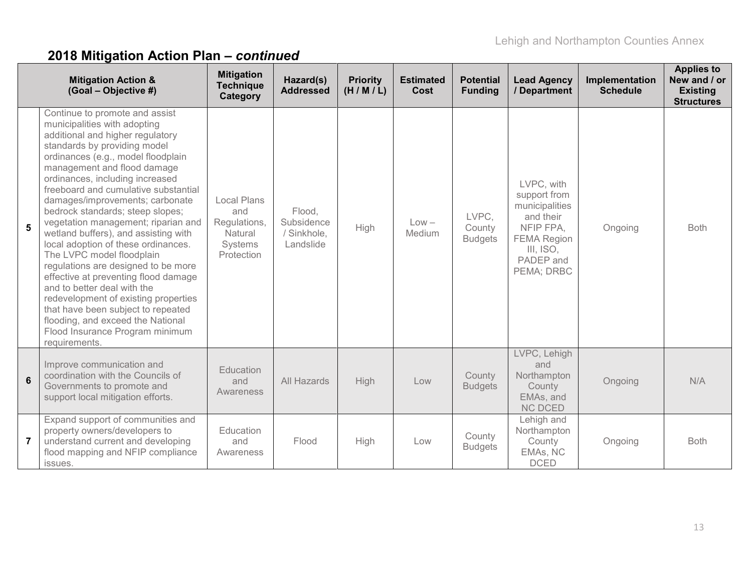## 2018 Mitigation Action Plan – *continued*

| | Mitigation Action & (Goal – Objective #) | Mitigation Technique Category | Hazard(s) Addressed | Priority (H / M / L) | Estimated Cost | Potential Funding | Lead Agency / Department | Implementation Schedule | Applies to New and / or Existing Structures |
|---|---|---|---|---|---|---|---|---|---|
| **5** | Continue to promote and assist municipalities with adopting additional and higher regulatory standards by providing model ordinances (e.g., model floodplain management and flood damage ordinances, including increased freeboard and cumulative substantial damages/improvements; carbonate bedrock standards; steep slopes; vegetation management; riparian and wetland buffers), and assisting with local adoption of these ordinances. The LVPC model floodplain regulations are designed to be more effective at preventing flood damage and to better deal with the redevelopment of existing properties that have been subject to repeated flooding, and exceed the National Flood Insurance Program minimum requirements. | Local Plans and Regulations, Natural Systems Protection | Flood, Subsidence / Sinkhole, Landslide | High | Low – Medium | LVPC, County Budgets | LVPC, with support from municipalities and their NFIP FPA, FEMA Region III, ISO, PADEP and PEMA; DRBC | Ongoing | Both |
| **6** | Improve communication and coordination with the Councils of Governments to promote and support local mitigation efforts. | Education and Awareness | All Hazards | High | Low | County Budgets | LVPC, Lehigh and Northampton County EMAs, and NC DCED | Ongoing | N/A |
| **7** | Expand support of communities and property owners/developers to understand current and developing flood mapping and NFIP compliance issues. | Education and Awareness | Flood | High | Low | County Budgets | Lehigh and Northampton County EMAs, NC DCED | Ongoing | Both |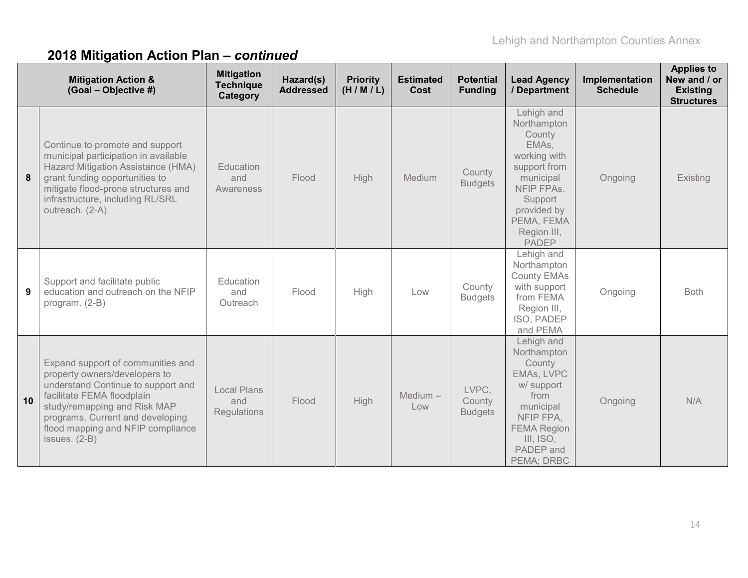## 2018 Mitigation Action Plan – *continued*

| | Mitigation Action & (Goal – Objective #) | Mitigation Technique Category | Hazard(s) Addressed | Priority (H / M / L) | Estimated Cost | Potential Funding | Lead Agency / Department | Implementation Schedule | Applies to New and / or Existing Structures |
|---|---|---|---|---|---|---|---|---|---|
| 8 | Continue to promote and support municipal participation in available Hazard Mitigation Assistance (HMA) grant funding opportunities to mitigate flood-prone structures and infrastructure, including RL/SRL outreach. (2-A) | Education and Awareness | Flood | High | Medium | County Budgets | Lehigh and Northampton County EMAs, working with support from municipal NFIP FPAs. Support provided by PEMA, FEMA Region III, PADEP | Ongoing | Existing |
| 9 | Support and facilitate public education and outreach on the NFIP program. (2-B) | Education and Outreach | Flood | High | Low | County Budgets | Lehigh and Northampton County EMAs with support from FEMA Region III, ISO, PADEP and PEMA | Ongoing | Both |
| 10 | Expand support of communities and property owners/developers to understand Continue to support and facilitate FEMA floodplain study/remapping and Risk MAP programs. Current and developing flood mapping and NFIP compliance issues. (2-B) | Local Plans and Regulations | Flood | High | Medium – Low | LVPC, County Budgets | Lehigh and Northampton County EMAs, LVPC w/ support from municipal NFIP FPA, FEMA Region III, ISO, PADEP and PEMA; DRBC | Ongoing | N/A |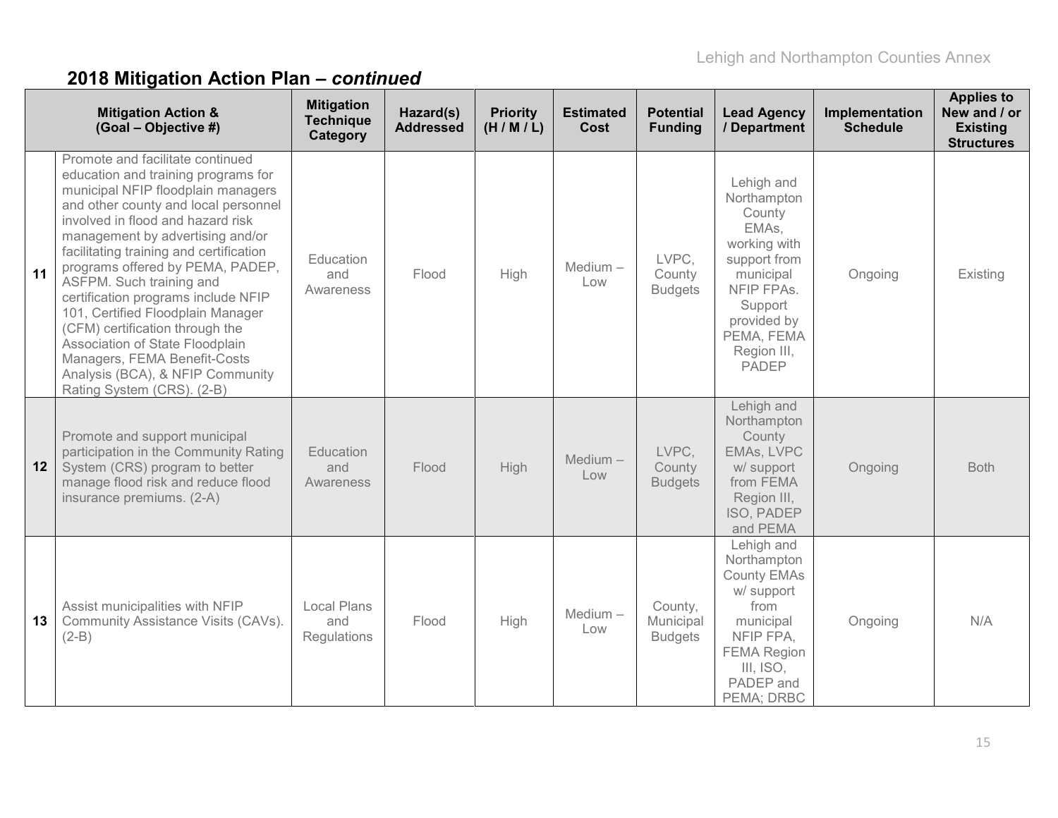## 2018 Mitigation Action Plan – *continued*

| | Mitigation Action & (Goal – Objective #) | Mitigation Technique Category | Hazard(s) Addressed | Priority (H / M / L) | Estimated Cost | Potential Funding | Lead Agency / Department | Implementation Schedule | Applies to New and / or Existing Structures |
|---|---|---|---|---|---|---|---|---|---|
| **11** | Promote and facilitate continued education and training programs for municipal NFIP floodplain managers and other county and local personnel involved in flood and hazard risk management by advertising and/or facilitating training and certification programs offered by PEMA, PADEP, ASFPM. Such training and certification programs include NFIP 101, Certified Floodplain Manager (CFM) certification through the Association of State Floodplain Managers, FEMA Benefit-Costs Analysis (BCA), & NFIP Community Rating System (CRS). (2-B) | Education and Awareness | Flood | High | Medium – Low | LVPC, County Budgets | Lehigh and Northampton County EMAs, working with support from municipal NFIP FPAs. Support provided by PEMA, FEMA Region III, PADEP | Ongoing | Existing |
| **12** | Promote and support municipal participation in the Community Rating System (CRS) program to better manage flood risk and reduce flood insurance premiums. (2-A) | Education and Awareness | Flood | High | Medium – Low | LVPC, County Budgets | Lehigh and Northampton County EMAs, LVPC w/ support from FEMA Region III, ISO, PADEP and PEMA | Ongoing | Both |
| **13** | Assist municipalities with NFIP Community Assistance Visits (CAVs). (2-B) | Local Plans and Regulations | Flood | High | Medium – Low | County, Municipal Budgets | Lehigh and Northampton County EMAs w/ support from municipal NFIP FPA, FEMA Region III, ISO, PADEP and PEMA; DRBC | Ongoing | N/A |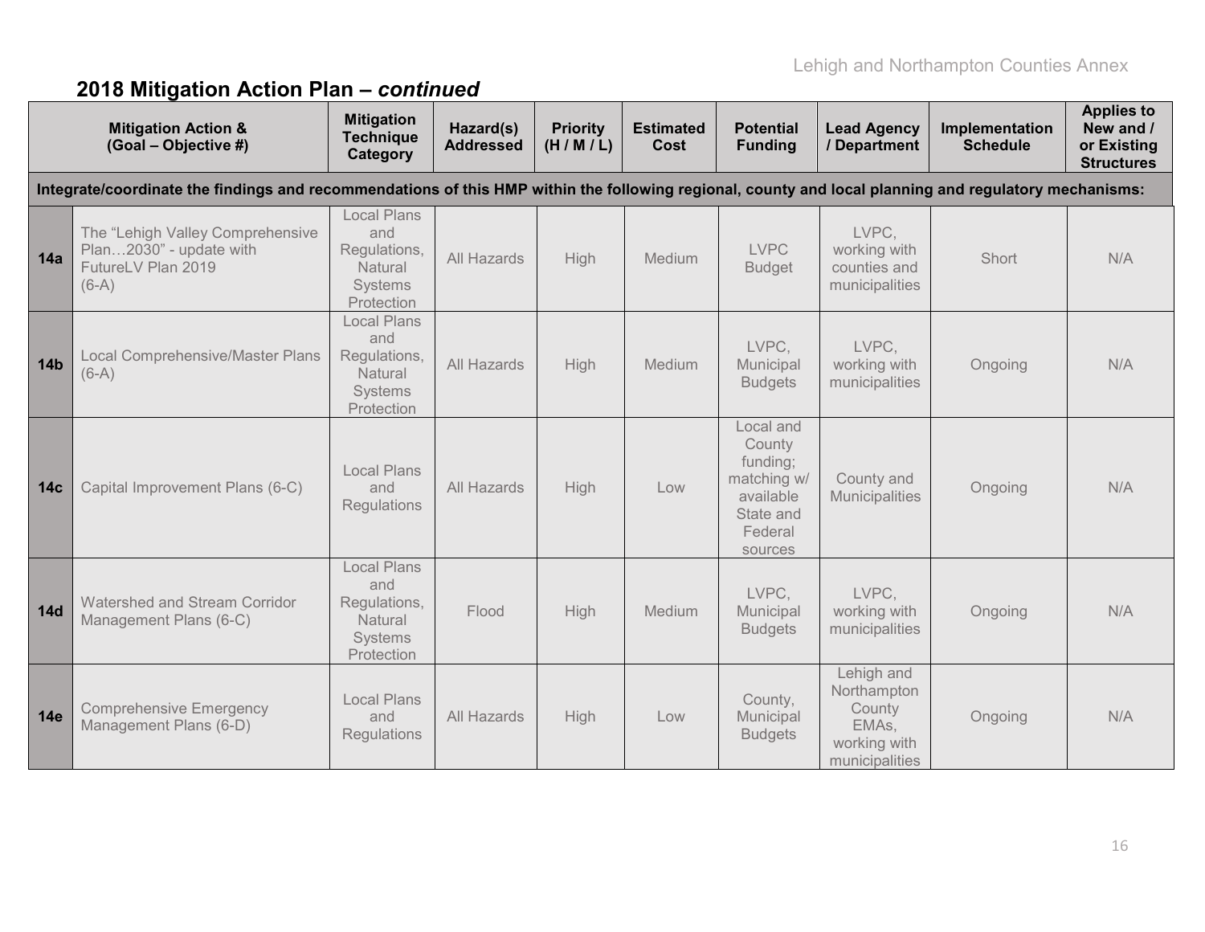## 2018 Mitigation Action Plan – *continued*

| | Mitigation Action & (Goal – Objective #) | Mitigation Technique Category | Hazard(s) Addressed | Priority (H / M / L) | Estimated Cost | Potential Funding | Lead Agency / Department | Implementation Schedule | Applies to New and / or Existing Structures |
|---|---|---|---|---|---|---|---|---|---|
| **Integrate/coordinate the findings and recommendations of this HMP within the following regional, county and local planning and regulatory mechanisms:** | | | | | | | | | |
| **14a** | The "Lehigh Valley Comprehensive Plan…2030" - update with FutureLV Plan 2019 (6-A) | Local Plans and Regulations, Natural Systems Protection | All Hazards | High | Medium | LVPC Budget | LVPC, working with counties and municipalities | Short | N/A |
| **14b** | Local Comprehensive/Master Plans (6-A) | Local Plans and Regulations, Natural Systems Protection | All Hazards | High | Medium | LVPC, Municipal Budgets | LVPC, working with municipalities | Ongoing | N/A |
| **14c** | Capital Improvement Plans (6-C) | Local Plans and Regulations | All Hazards | High | Low | Local and County funding; matching w/ available State and Federal sources | County and Municipalities | Ongoing | N/A |
| **14d** | Watershed and Stream Corridor Management Plans (6-C) | Local Plans and Regulations, Natural Systems Protection | Flood | High | Medium | LVPC, Municipal Budgets | LVPC, working with municipalities | Ongoing | N/A |
| **14e** | Comprehensive Emergency Management Plans (6-D) | Local Plans and Regulations | All Hazards | High | Low | County, Municipal Budgets | Lehigh and Northampton County EMAs, working with municipalities | Ongoing | N/A |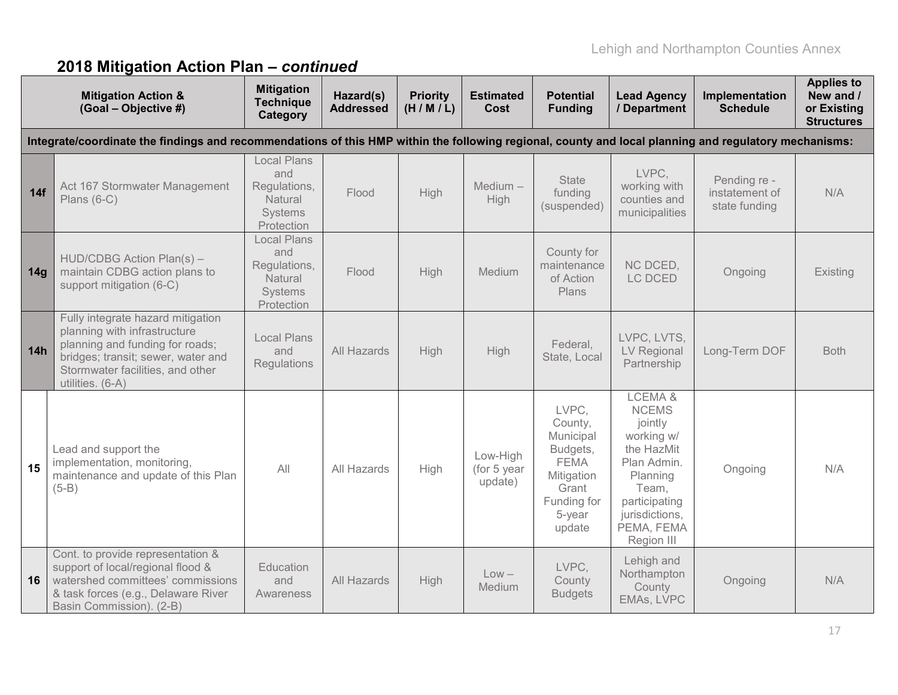## 2018 Mitigation Action Plan – *continued*

| Mitigation Action & (Goal – Objective #) | | Mitigation Technique Category | Hazard(s) Addressed | Priority (H / M / L) | Estimated Cost | Potential Funding | Lead Agency / Department | Implementation Schedule | Applies to New and / or Existing Structures |
|---|---|---|---|---|---|---|---|---|---|
| **Integrate/coordinate the findings and recommendations of this HMP within the following regional, county and local planning and regulatory mechanisms:** | | | | | | | | | |
| **14f** | Act 167 Stormwater Management Plans (6-C) | Local Plans and Regulations, Natural Systems Protection | Flood | High | Medium – High | State funding (suspended) | LVPC, working with counties and municipalities | Pending re - instatement of state funding | N/A |
| **14g** | HUD/CDBG Action Plan(s) – maintain CDBG action plans to support mitigation (6-C) | Local Plans and Regulations, Natural Systems Protection | Flood | High | Medium | County for maintenance of Action Plans | NC DCED, LC DCED | Ongoing | Existing |
| **14h** | Fully integrate hazard mitigation planning with infrastructure planning and funding for roads; bridges; transit; sewer, water and Stormwater facilities, and other utilities. (6-A) | Local Plans and Regulations | All Hazards | High | High | Federal, State, Local | LVPC, LVTS, LV Regional Partnership | Long-Term DOF | Both |
| **15** | Lead and support the implementation, monitoring, maintenance and update of this Plan (5-B) | All | All Hazards | High | Low-High (for 5 year update) | LVPC, County, Municipal Budgets, FEMA Mitigation Grant Funding for 5-year update | LCEMA & NCEMS jointly working w/ the HazMit Plan Admin. Planning Team, participating jurisdictions, PEMA, FEMA Region III | Ongoing | N/A |
| **16** | Cont. to provide representation & support of local/regional flood & watershed committees' commissions & task forces (e.g., Delaware River Basin Commission). (2-B) | Education and Awareness | All Hazards | High | Low – Medium | LVPC, County Budgets | Lehigh and Northampton County EMAs, LVPC | Ongoing | N/A |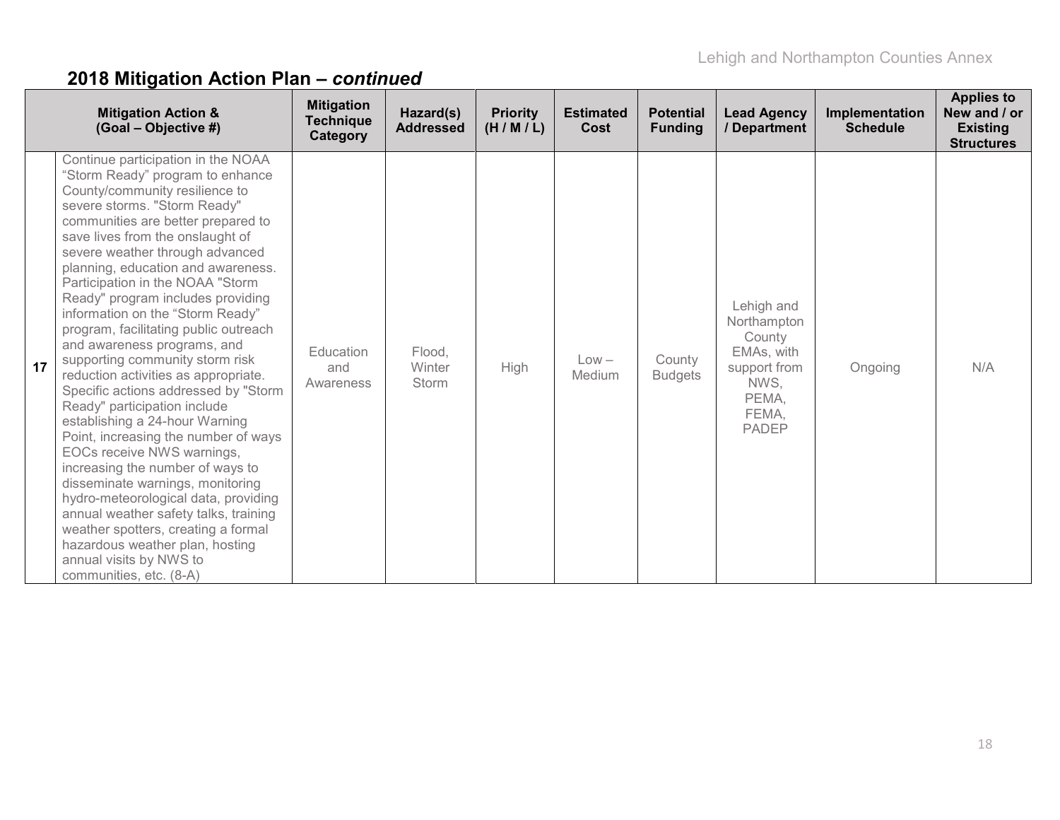## 2018 Mitigation Action Plan – *continued*

| | Mitigation Action & (Goal – Objective #) | Mitigation Technique Category | Hazard(s) Addressed | Priority (H / M / L) | Estimated Cost | Potential Funding | Lead Agency / Department | Implementation Schedule | Applies to New and / or Existing Structures |
|---|---|---|---|---|---|---|---|---|---|
| **17** | Continue participation in the NOAA "Storm Ready" program to enhance County/community resilience to severe storms. "Storm Ready" communities are better prepared to save lives from the onslaught of severe weather through advanced planning, education and awareness. Participation in the NOAA "Storm Ready" program includes providing information on the "Storm Ready" program, facilitating public outreach and awareness programs, and supporting community storm risk reduction activities as appropriate. Specific actions addressed by "Storm Ready" participation include establishing a 24-hour Warning Point, increasing the number of ways EOCs receive NWS warnings, increasing the number of ways to disseminate warnings, monitoring hydro-meteorological data, providing annual weather safety talks, training weather spotters, creating a formal hazardous weather plan, hosting annual visits by NWS to communities, etc. (8-A) | Education and Awareness | Flood, Winter Storm | High | Low – Medium | County Budgets | Lehigh and Northampton County EMAs, with support from NWS, PEMA, FEMA, PADEP | Ongoing | N/A |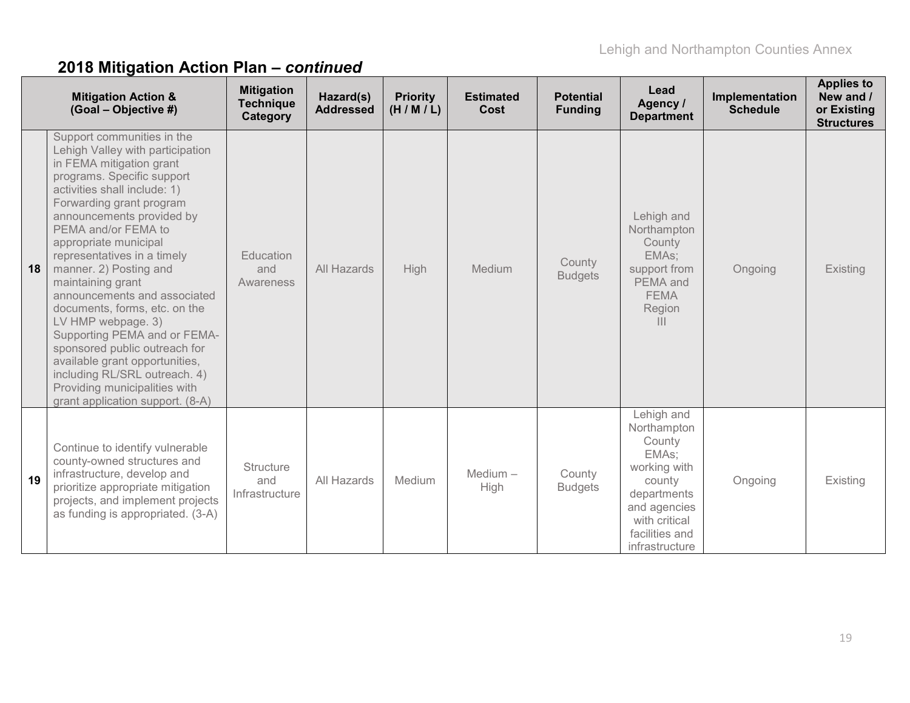## 2018 Mitigation Action Plan – *continued*

| | Mitigation Action & (Goal – Objective #) | Mitigation Technique Category | Hazard(s) Addressed | Priority (H / M / L) | Estimated Cost | Potential Funding | Lead Agency / Department | Implementation Schedule | Applies to New and / or Existing Structures |
|---|---|---|---|---|---|---|---|---|---|
| 18 | Support communities in the Lehigh Valley with participation in FEMA mitigation grant programs. Specific support activities shall include: 1) Forwarding grant program announcements provided by PEMA and/or FEMA to appropriate municipal representatives in a timely manner. 2) Posting and maintaining grant announcements and associated documents, forms, etc. on the LV HMP webpage. 3) Supporting PEMA and or FEMA-sponsored public outreach for available grant opportunities, including RL/SRL outreach. 4) Providing municipalities with grant application support. (8-A) | Education and Awareness | All Hazards | High | Medium | County Budgets | Lehigh and Northampton County EMAs; support from PEMA and FEMA Region III | Ongoing | Existing |
| 19 | Continue to identify vulnerable county-owned structures and infrastructure, develop and prioritize appropriate mitigation projects, and implement projects as funding is appropriated. (3-A) | Structure and Infrastructure | All Hazards | Medium | Medium – High | County Budgets | Lehigh and Northampton County EMAs; working with county departments and agencies with critical facilities and infrastructure | Ongoing | Existing |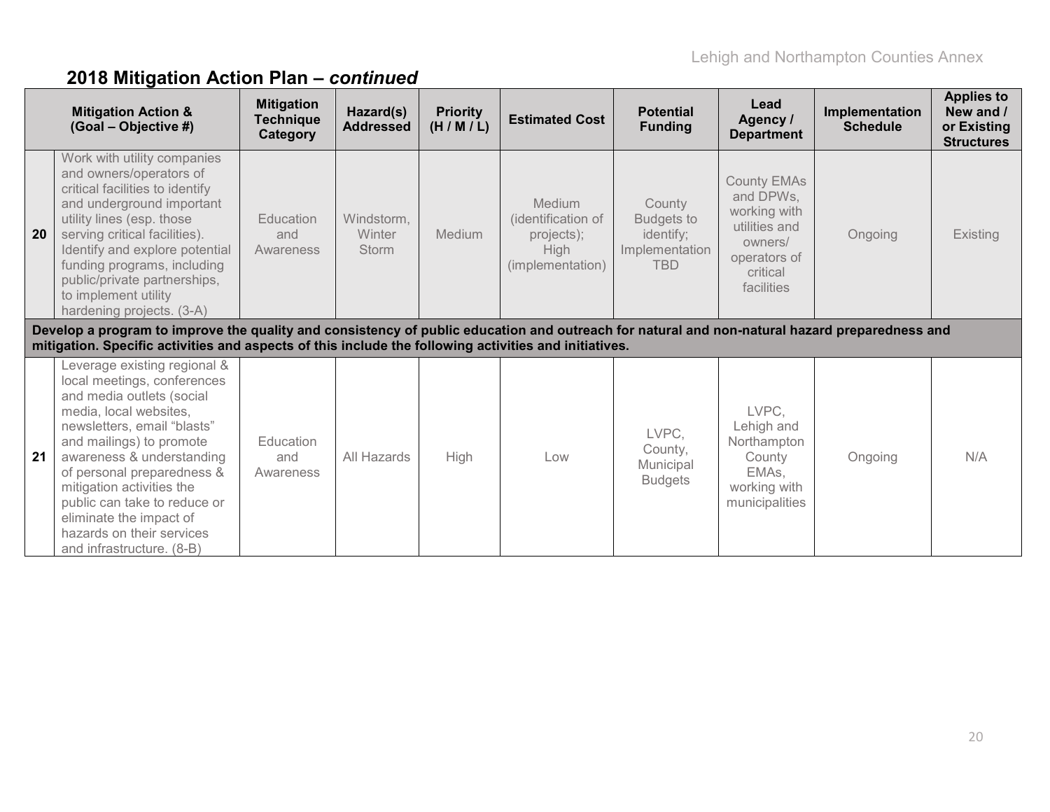## 2018 Mitigation Action Plan – *continued*

| | Mitigation Action & (Goal – Objective #) | Mitigation Technique Category | Hazard(s) Addressed | Priority (H / M / L) | Estimated Cost | Potential Funding | Lead Agency / Department | Implementation Schedule | Applies to New and / or Existing Structures |
|---|---|---|---|---|---|---|---|---|---|
| 20 | Work with utility companies and owners/operators of critical facilities to identify and underground important utility lines (esp. those serving critical facilities). Identify and explore potential funding programs, including public/private partnerships, to implement utility hardening projects. (3-A) | Education and Awareness | Windstorm, Winter Storm | Medium | Medium (identification of projects); High (implementation) | County Budgets to identify; Implementation TBD | County EMAs and DPWs, working with utilities and owners/ operators of critical facilities | Ongoing | Existing |
| **Develop a program to improve the quality and consistency of public education and outreach for natural and non-natural hazard preparedness and mitigation. Specific activities and aspects of this include the following activities and initiatives.** | | | | | | | | | |
| 21 | Leverage existing regional & local meetings, conferences and media outlets (social media, local websites, newsletters, email "blasts" and mailings) to promote awareness & understanding of personal preparedness & mitigation activities the public can take to reduce or eliminate the impact of hazards on their services and infrastructure. (8-B) | Education and Awareness | All Hazards | High | Low | LVPC, County, Municipal Budgets | LVPC, Lehigh and Northampton County EMAs, working with municipalities | Ongoing | N/A |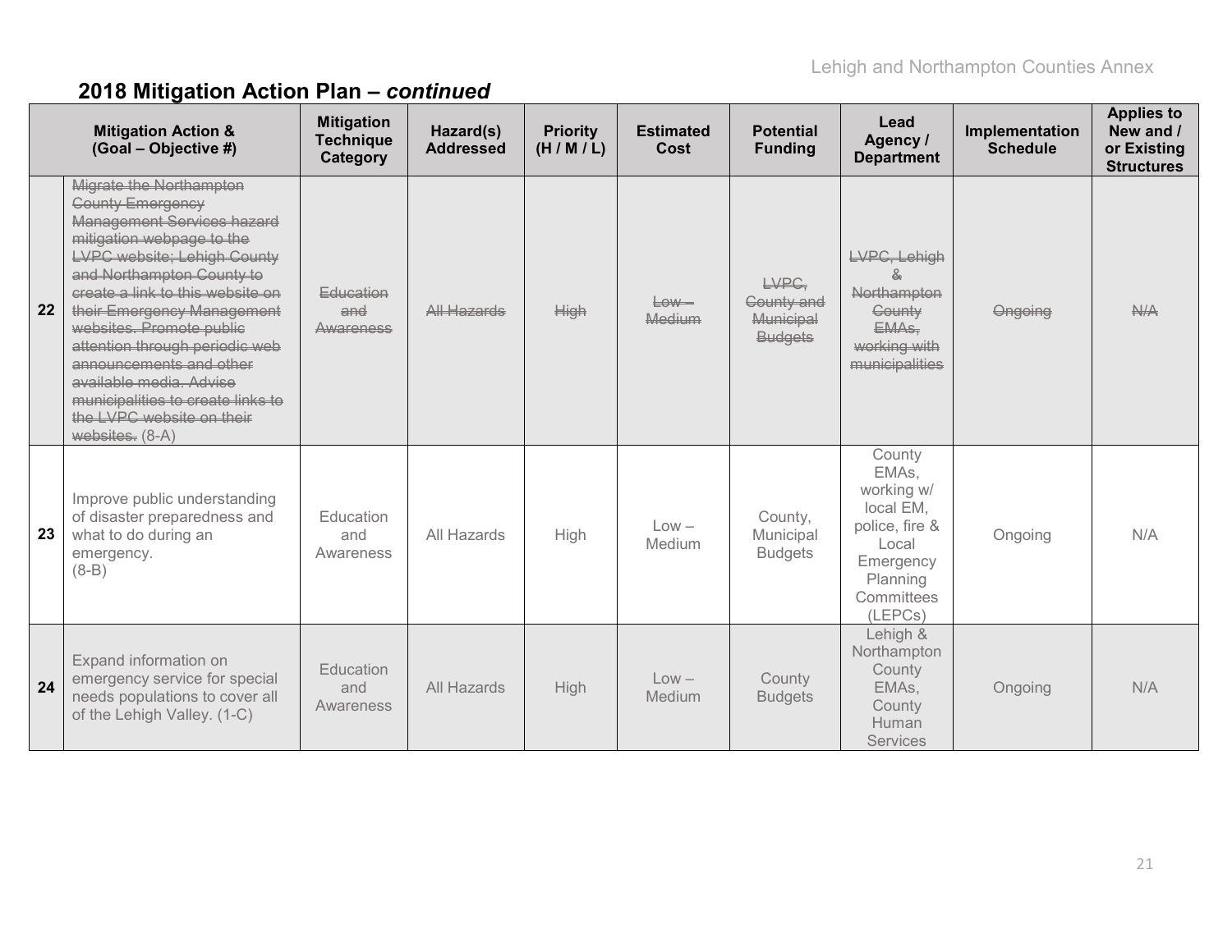## 2018 Mitigation Action Plan – *continued*

| | Mitigation Action & (Goal – Objective #) | Mitigation Technique Category | Hazard(s) Addressed | Priority (H / M / L) | Estimated Cost | Potential Funding | Lead Agency / Department | Implementation Schedule | Applies to New and / or Existing Structures |
|---|---|---|---|---|---|---|---|---|---|
| **22** | ~~Migrate the Northampton County Emergency Management Services hazard mitigation webpage to the LVPC website; Lehigh County and Northampton County to create a link to this website on their Emergency Management websites. Promote public attention through periodic web announcements and other available media. Advise municipalities to create links to the LVPC website on their websites.~~ (8-A) | ~~Education and Awareness~~ | ~~All Hazards~~ | ~~High~~ | ~~Low – Medium~~ | ~~LVPC, County and Municipal Budgets~~ | ~~LVPC, Lehigh & Northampton County EMAs, working with municipalities~~ | ~~Ongoing~~ | ~~N/A~~ |
| **23** | Improve public understanding of disaster preparedness and what to do during an emergency. (8-B) | Education and Awareness | All Hazards | High | Low – Medium | County, Municipal Budgets | County EMAs, working w/ local EM, police, fire & Local Emergency Planning Committees (LEPCs) | Ongoing | N/A |
| **24** | Expand information on emergency service for special needs populations to cover all of the Lehigh Valley. (1-C) | Education and Awareness | All Hazards | High | Low – Medium | County Budgets | Lehigh & Northampton County EMAs, County Human Services | Ongoing | N/A |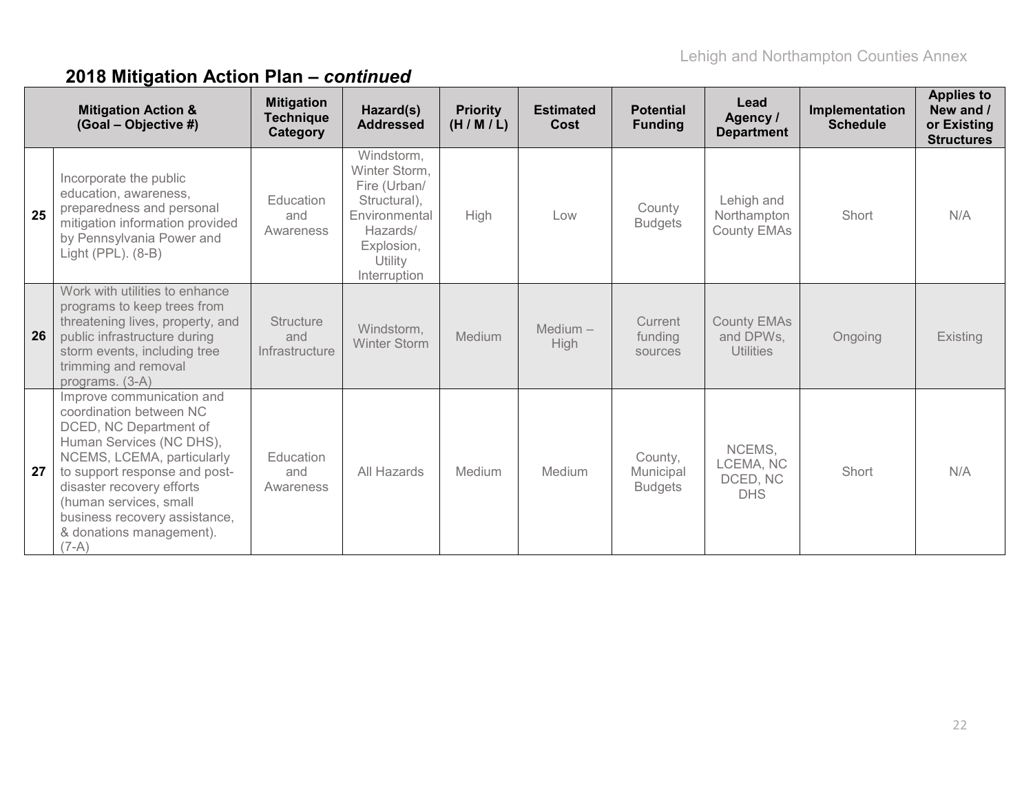## 2018 Mitigation Action Plan – *continued*

| | Mitigation Action & (Goal – Objective #) | Mitigation Technique Category | Hazard(s) Addressed | Priority (H / M / L) | Estimated Cost | Potential Funding | Lead Agency / Department | Implementation Schedule | Applies to New and / or Existing Structures |
|---|---|---|---|---|---|---|---|---|---|
| **25** | Incorporate the public education, awareness, preparedness and personal mitigation information provided by Pennsylvania Power and Light (PPL). (8-B) | Education and Awareness | Windstorm, Winter Storm, Fire (Urban/ Structural), Environmental Hazards/ Explosion, Utility Interruption | High | Low | County Budgets | Lehigh and Northampton County EMAs | Short | N/A |
| **26** | Work with utilities to enhance programs to keep trees from threatening lives, property, and public infrastructure during storm events, including tree trimming and removal programs. (3-A) | Structure and Infrastructure | Windstorm, Winter Storm | Medium | Medium – High | Current funding sources | County EMAs and DPWs, Utilities | Ongoing | Existing |
| **27** | Improve communication and coordination between NC DCED, NC Department of Human Services (NC DHS), NCEMS, LCEMA, particularly to support response and post-disaster recovery efforts (human services, small business recovery assistance, & donations management). (7-A) | Education and Awareness | All Hazards | Medium | Medium | County, Municipal Budgets | NCEMS, LCEMA, NC DCED, NC DHS | Short | N/A |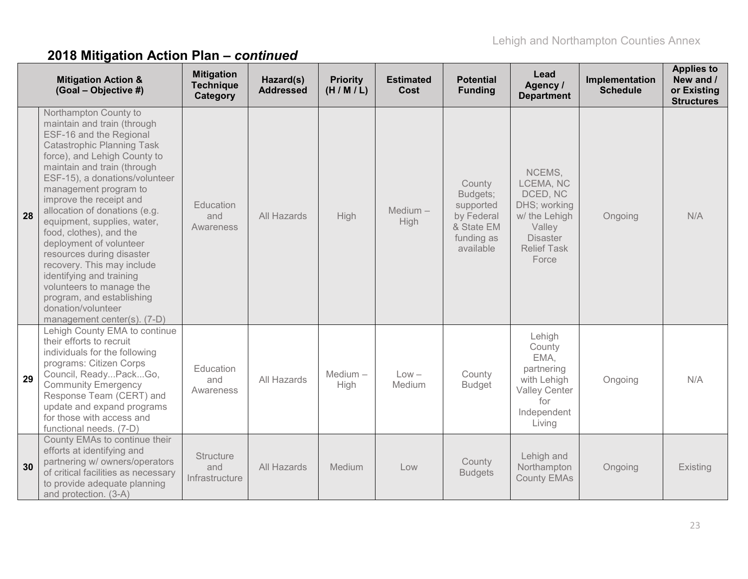## 2018 Mitigation Action Plan – *continued*

| | Mitigation Action & (Goal – Objective #) | Mitigation Technique Category | Hazard(s) Addressed | Priority (H / M / L) | Estimated Cost | Potential Funding | Lead Agency / Department | Implementation Schedule | Applies to New and / or Existing Structures |
|---|---|---|---|---|---|---|---|---|---|
| **28** | Northampton County to maintain and train (through ESF-16 and the Regional Catastrophic Planning Task force), and Lehigh County to maintain and train (through ESF-15), a donations/volunteer management program to improve the receipt and allocation of donations (e.g. equipment, supplies, water, food, clothes), and the deployment of volunteer resources during disaster recovery. This may include identifying and training volunteers to manage the program, and establishing donation/volunteer management center(s). (7-D) | Education and Awareness | All Hazards | High | Medium – High | County Budgets; supported by Federal & State EM funding as available | NCEMS, LCEMA, NC DCED, NC DHS; working w/ the Lehigh Valley Disaster Relief Task Force | Ongoing | N/A |
| **29** | Lehigh County EMA to continue their efforts to recruit individuals for the following programs: Citizen Corps Council, Ready...Pack...Go, Community Emergency Response Team (CERT) and update and expand programs for those with access and functional needs. (7-D) | Education and Awareness | All Hazards | Medium – High | Low – Medium | County Budget | Lehigh County EMA, partnering with Lehigh Valley Center for Independent Living | Ongoing | N/A |
| **30** | County EMAs to continue their efforts at identifying and partnering w/ owners/operators of critical facilities as necessary to provide adequate planning and protection. (3-A) | Structure and Infrastructure | All Hazards | Medium | Low | County Budgets | Lehigh and Northampton County EMAs | Ongoing | Existing |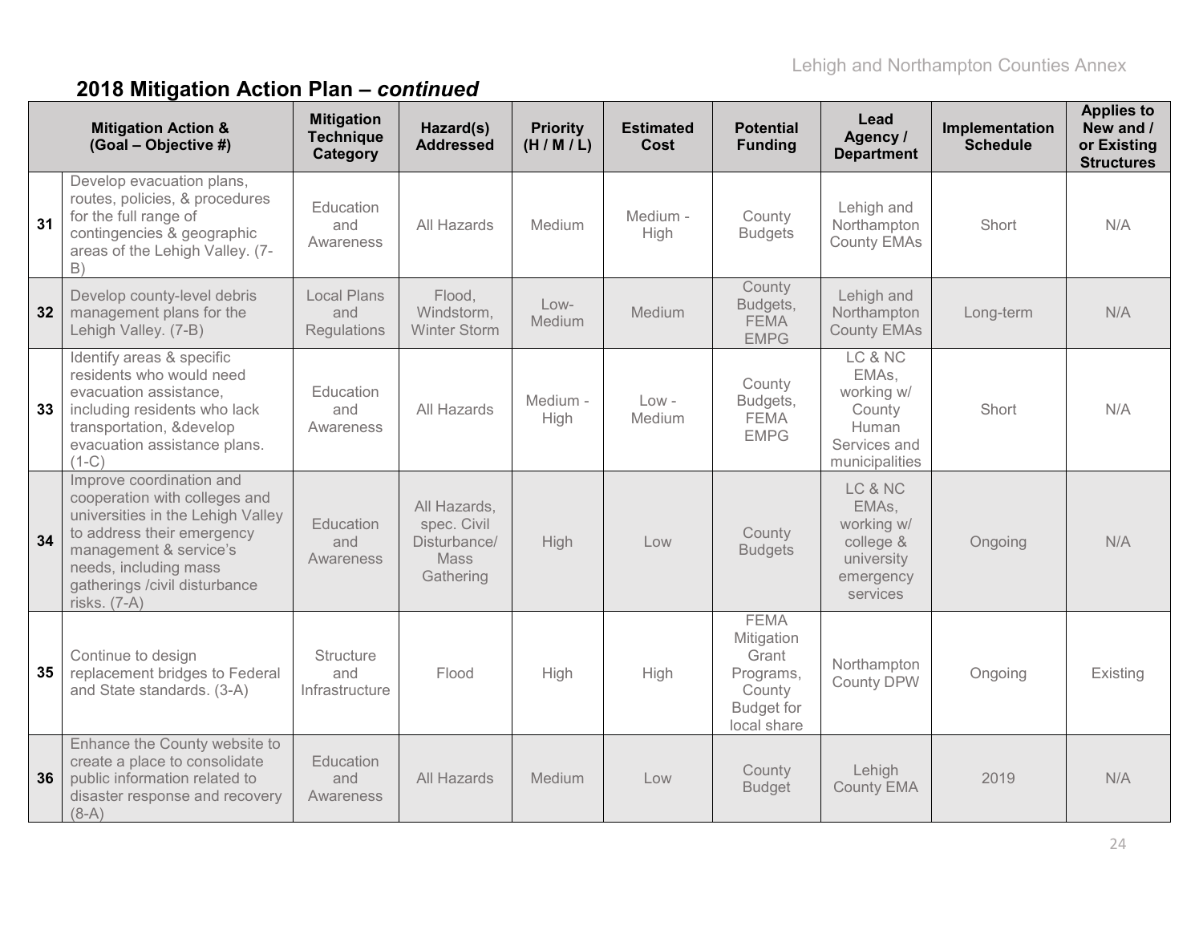## 2018 Mitigation Action Plan – *continued*

| | Mitigation Action & (Goal – Objective #) | Mitigation Technique Category | Hazard(s) Addressed | Priority (H / M / L) | Estimated Cost | Potential Funding | Lead Agency / Department | Implementation Schedule | Applies to New and / or Existing Structures |
|---|---|---|---|---|---|---|---|---|---|
| 31 | Develop evacuation plans, routes, policies, & procedures for the full range of contingencies & geographic areas of the Lehigh Valley. (7-B) | Education and Awareness | All Hazards | Medium | Medium - High | County Budgets | Lehigh and Northampton County EMAs | Short | N/A |
| 32 | Develop county-level debris management plans for the Lehigh Valley. (7-B) | Local Plans and Regulations | Flood, Windstorm, Winter Storm | Low-Medium | Medium | County Budgets, FEMA EMPG | Lehigh and Northampton County EMAs | Long-term | N/A |
| 33 | Identify areas & specific residents who would need evacuation assistance, including residents who lack transportation, &develop evacuation assistance plans. (1-C) | Education and Awareness | All Hazards | Medium - High | Low - Medium | County Budgets, FEMA EMPG | LC & NC EMAs, working w/ County Human Services and municipalities | Short | N/A |
| 34 | Improve coordination and cooperation with colleges and universities in the Lehigh Valley to address their emergency management & service's needs, including mass gatherings /civil disturbance risks. (7-A) | Education and Awareness | All Hazards, spec. Civil Disturbance/ Mass Gathering | High | Low | County Budgets | LC & NC EMAs, working w/ college & university emergency services | Ongoing | N/A |
| 35 | Continue to design replacement bridges to Federal and State standards. (3-A) | Structure and Infrastructure | Flood | High | High | FEMA Mitigation Grant Programs, County Budget for local share | Northampton County DPW | Ongoing | Existing |
| 36 | Enhance the County website to create a place to consolidate public information related to disaster response and recovery (8-A) | Education and Awareness | All Hazards | Medium | Low | County Budget | Lehigh County EMA | 2019 | N/A |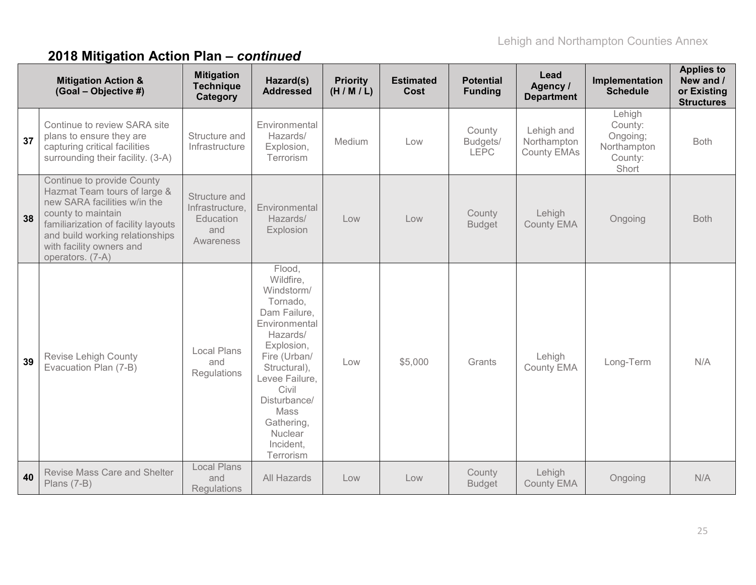## 2018 Mitigation Action Plan – *continued*

| | Mitigation Action & (Goal – Objective #) | Mitigation Technique Category | Hazard(s) Addressed | Priority (H / M / L) | Estimated Cost | Potential Funding | Lead Agency / Department | Implementation Schedule | Applies to New and / or Existing Structures |
|---|---|---|---|---|---|---|---|---|---|
| **37** | Continue to review SARA site plans to ensure they are capturing critical facilities surrounding their facility. (3-A) | Structure and Infrastructure | Environmental Hazards/ Explosion, Terrorism | Medium | Low | County Budgets/ LEPC | Lehigh and Northampton County EMAs | Lehigh County: Ongoing; Northampton County: Short | Both |
| **38** | Continue to provide County Hazmat Team tours of large & new SARA facilities w/in the county to maintain familiarization of facility layouts and build working relationships with facility owners and operators. (7-A) | Structure and Infrastructure, Education and Awareness | Environmental Hazards/ Explosion | Low | Low | County Budget | Lehigh County EMA | Ongoing | Both |
| **39** | Revise Lehigh County Evacuation Plan (7-B) | Local Plans and Regulations | Flood, Wildfire, Windstorm/ Tornado, Dam Failure, Environmental Hazards/ Explosion, Fire (Urban/ Structural), Levee Failure, Civil Disturbance/ Mass Gathering, Nuclear Incident, Terrorism | Low | $5,000 | Grants | Lehigh County EMA | Long-Term | N/A |
| **40** | Revise Mass Care and Shelter Plans (7-B) | Local Plans and Regulations | All Hazards | Low | Low | County Budget | Lehigh County EMA | Ongoing | N/A |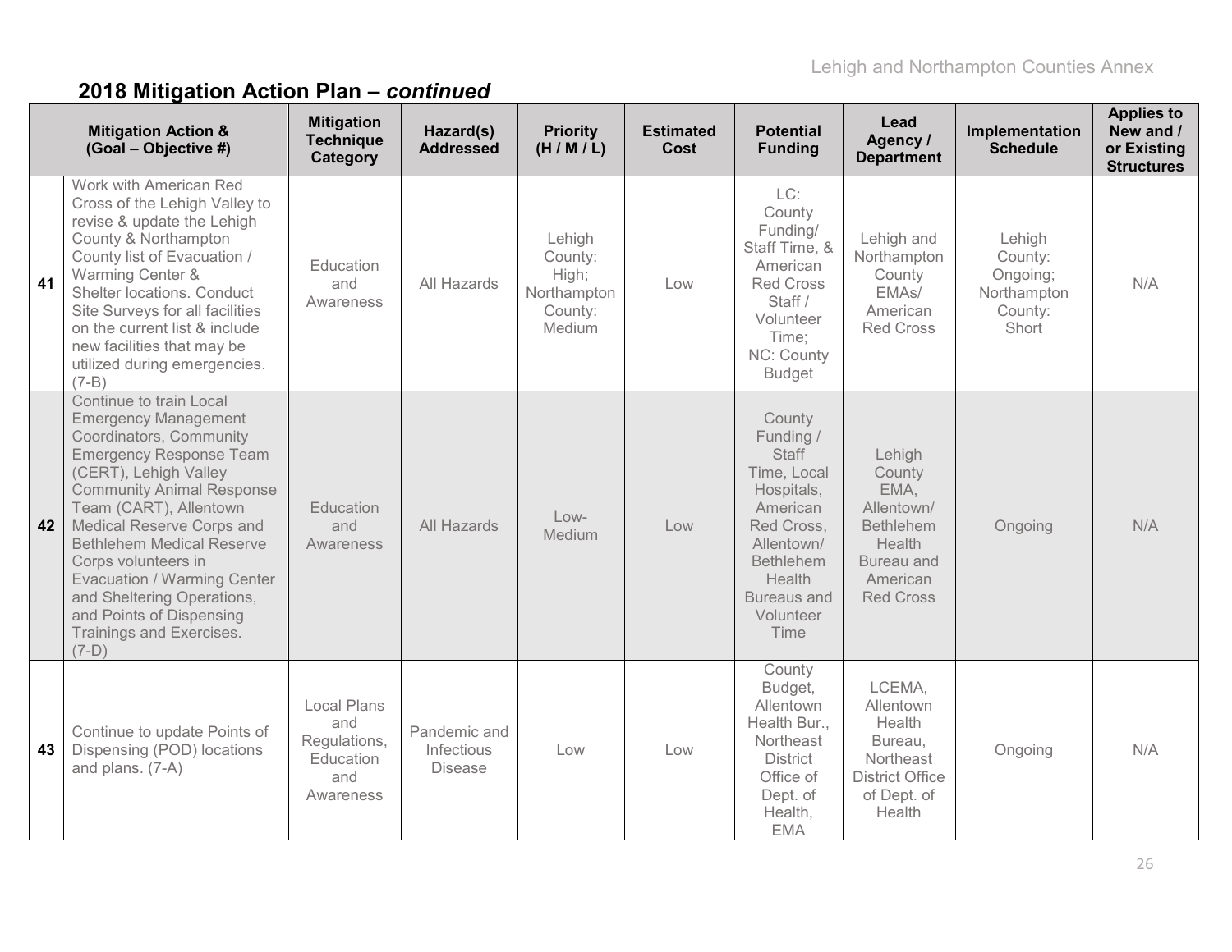## 2018 Mitigation Action Plan – *continued*

| | Mitigation Action & (Goal – Objective #) | Mitigation Technique Category | Hazard(s) Addressed | Priority (H / M / L) | Estimated Cost | Potential Funding | Lead Agency / Department | Implementation Schedule | Applies to New and / or Existing Structures |
|---|---|---|---|---|---|---|---|---|---|
| 41 | Work with American Red Cross of the Lehigh Valley to revise & update the Lehigh County & Northampton County list of Evacuation / Warming Center & Shelter locations. Conduct Site Surveys for all facilities on the current list & include new facilities that may be utilized during emergencies. (7-B) | Education and Awareness | All Hazards | Lehigh County: High; Northampton County: Medium | Low | LC: County Funding/ Staff Time, & American Red Cross Staff / Volunteer Time; NC: County Budget | Lehigh and Northampton County EMAs/ American Red Cross | Lehigh County: Ongoing; Northampton County: Short | N/A |
| 42 | Continue to train Local Emergency Management Coordinators, Community Emergency Response Team (CERT), Lehigh Valley Community Animal Response Team (CART), Allentown Medical Reserve Corps and Bethlehem Medical Reserve Corps volunteers in Evacuation / Warming Center and Sheltering Operations, and Points of Dispensing Trainings and Exercises. (7-D) | Education and Awareness | All Hazards | Low-Medium | Low | County Funding / Staff Time, Local Hospitals, American Red Cross, Allentown/ Bethlehem Health Bureaus and Volunteer Time | Lehigh County EMA, Allentown/ Bethlehem Health Bureau and American Red Cross | Ongoing | N/A |
| 43 | Continue to update Points of Dispensing (POD) locations and plans. (7-A) | Local Plans and Regulations, Education and Awareness | Pandemic and Infectious Disease | Low | Low | County Budget, Allentown Health Bur., Northeast District Office of Dept. of Health, EMA | LCEMA, Allentown Health Bureau, Northeast District Office of Dept. of Health | Ongoing | N/A |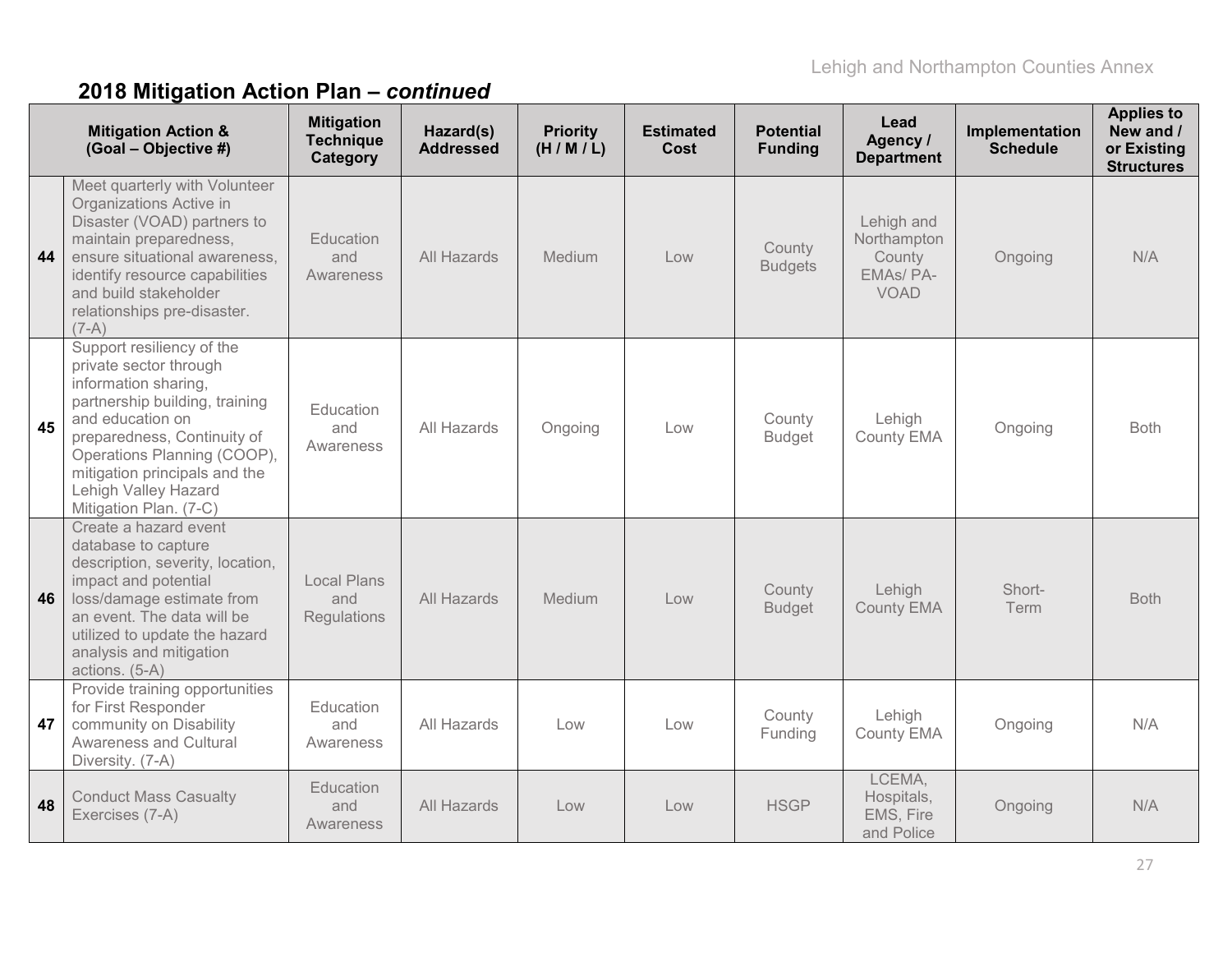## 2018 Mitigation Action Plan – *continued*

| | Mitigation Action & (Goal – Objective #) | Mitigation Technique Category | Hazard(s) Addressed | Priority (H / M / L) | Estimated Cost | Potential Funding | Lead Agency / Department | Implementation Schedule | Applies to New and / or Existing Structures |
|---|---|---|---|---|---|---|---|---|---|
| 44 | Meet quarterly with Volunteer Organizations Active in Disaster (VOAD) partners to maintain preparedness, ensure situational awareness, identify resource capabilities and build stakeholder relationships pre-disaster. (7-A) | Education and Awareness | All Hazards | Medium | Low | County Budgets | Lehigh and Northampton County EMAs/ PA-VOAD | Ongoing | N/A |
| 45 | Support resiliency of the private sector through information sharing, partnership building, training and education on preparedness, Continuity of Operations Planning (COOP), mitigation principals and the Lehigh Valley Hazard Mitigation Plan. (7-C) | Education and Awareness | All Hazards | Ongoing | Low | County Budget | Lehigh County EMA | Ongoing | Both |
| 46 | Create a hazard event database to capture description, severity, location, impact and potential loss/damage estimate from an event. The data will be utilized to update the hazard analysis and mitigation actions. (5-A) | Local Plans and Regulations | All Hazards | Medium | Low | County Budget | Lehigh County EMA | Short-Term | Both |
| 47 | Provide training opportunities for First Responder community on Disability Awareness and Cultural Diversity. (7-A) | Education and Awareness | All Hazards | Low | Low | County Funding | Lehigh County EMA | Ongoing | N/A |
| 48 | Conduct Mass Casualty Exercises (7-A) | Education and Awareness | All Hazards | Low | Low | HSGP | LCEMA, Hospitals, EMS, Fire and Police | Ongoing | N/A |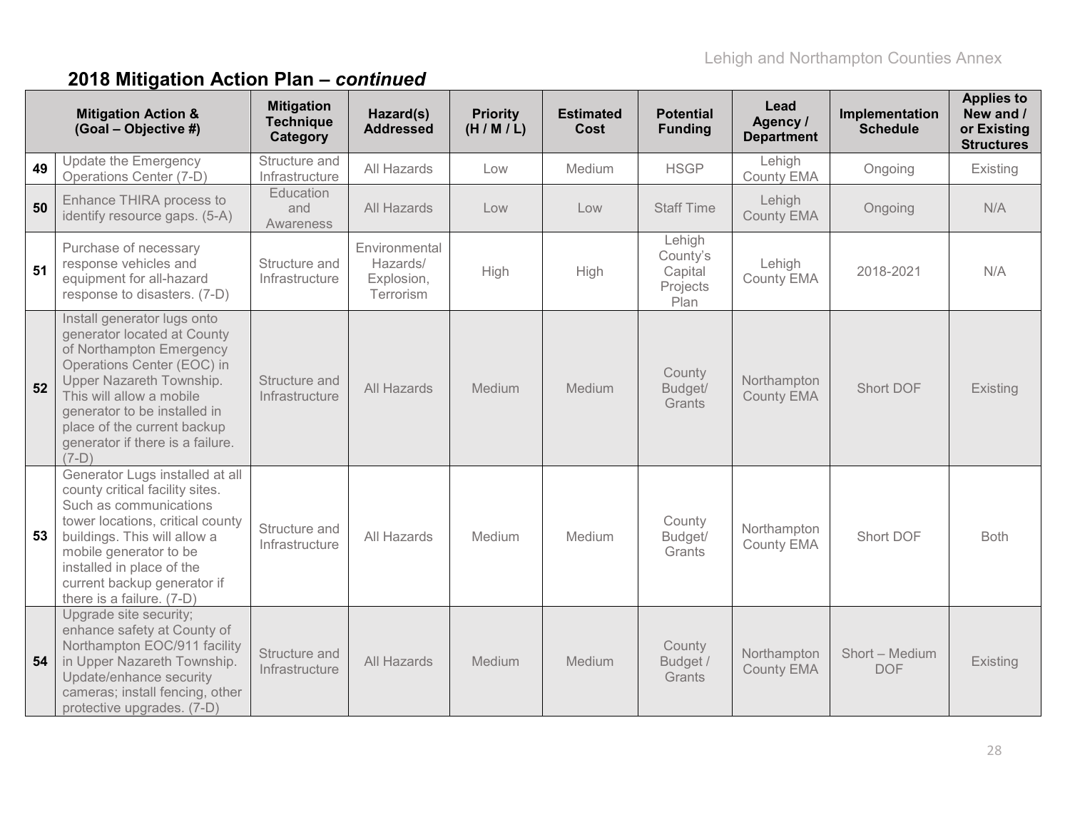## 2018 Mitigation Action Plan – *continued*

| | Mitigation Action & (Goal – Objective #) | Mitigation Technique Category | Hazard(s) Addressed | Priority (H / M / L) | Estimated Cost | Potential Funding | Lead Agency / Department | Implementation Schedule | Applies to New and / or Existing Structures |
|---|---|---|---|---|---|---|---|---|---|
| 49 | Update the Emergency Operations Center (7-D) | Structure and Infrastructure | All Hazards | Low | Medium | HSGP | Lehigh County EMA | Ongoing | Existing |
| 50 | Enhance THIRA process to identify resource gaps. (5-A) | Education and Awareness | All Hazards | Low | Low | Staff Time | Lehigh County EMA | Ongoing | N/A |
| 51 | Purchase of necessary response vehicles and equipment for all-hazard response to disasters. (7-D) | Structure and Infrastructure | Environmental Hazards/ Explosion, Terrorism | High | High | Lehigh County's Capital Projects Plan | Lehigh County EMA | 2018-2021 | N/A |
| 52 | Install generator lugs onto generator located at County of Northampton Emergency Operations Center (EOC) in Upper Nazareth Township. This will allow a mobile generator to be installed in place of the current backup generator if there is a failure. (7-D) | Structure and Infrastructure | All Hazards | Medium | Medium | County Budget/ Grants | Northampton County EMA | Short DOF | Existing |
| 53 | Generator Lugs installed at all county critical facility sites. Such as communications tower locations, critical county buildings. This will allow a mobile generator to be installed in place of the current backup generator if there is a failure. (7-D) | Structure and Infrastructure | All Hazards | Medium | Medium | County Budget/ Grants | Northampton County EMA | Short DOF | Both |
| 54 | Upgrade site security; enhance safety at County of Northampton EOC/911 facility in Upper Nazareth Township. Update/enhance security cameras; install fencing, other protective upgrades. (7-D) | Structure and Infrastructure | All Hazards | Medium | Medium | County Budget / Grants | Northampton County EMA | Short – Medium DOF | Existing |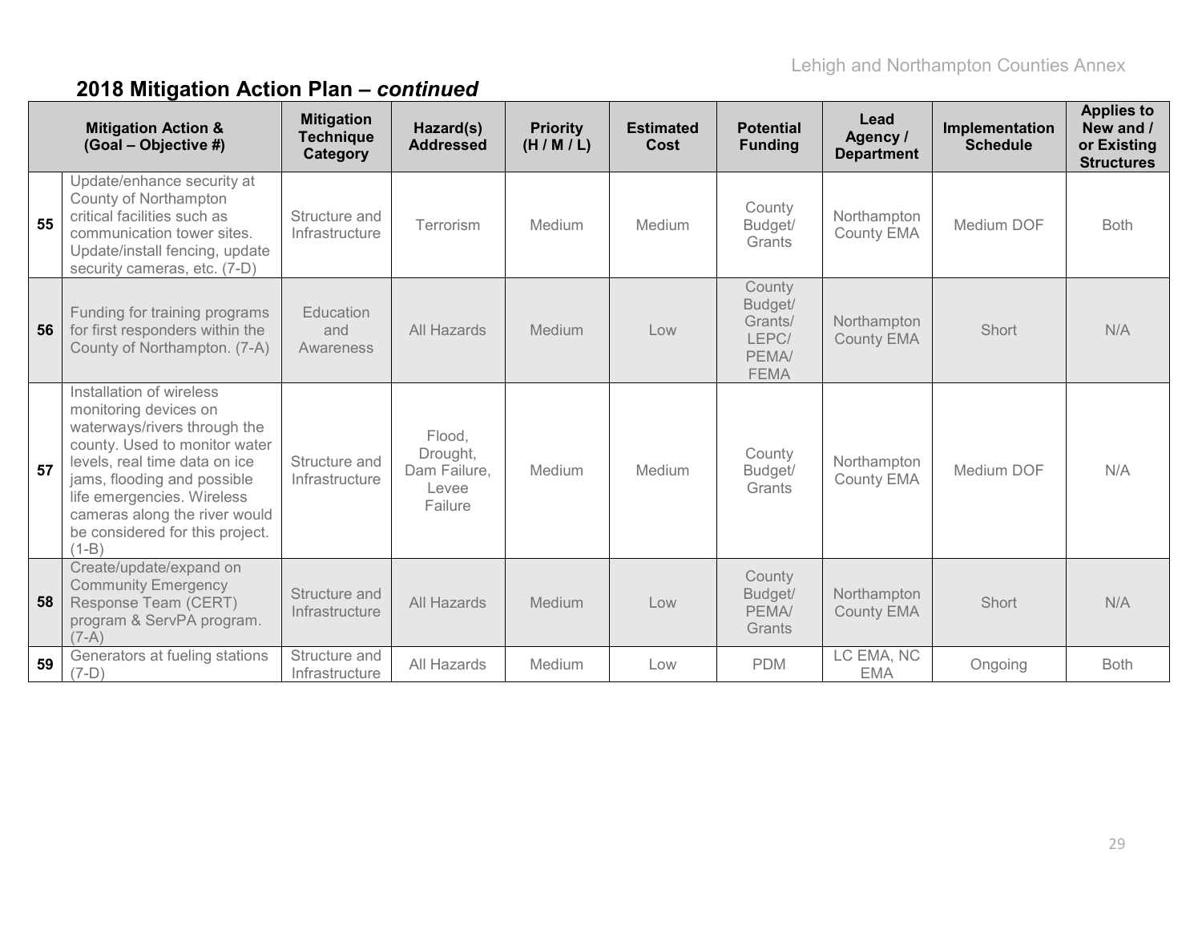## 2018 Mitigation Action Plan – *continued*

| | Mitigation Action & (Goal – Objective #) | Mitigation Technique Category | Hazard(s) Addressed | Priority (H / M / L) | Estimated Cost | Potential Funding | Lead Agency / Department | Implementation Schedule | Applies to New and / or Existing Structures |
|---|---|---|---|---|---|---|---|---|---|
| **55** | Update/enhance security at County of Northampton critical facilities such as communication tower sites. Update/install fencing, update security cameras, etc. (7-D) | Structure and Infrastructure | Terrorism | Medium | Medium | County Budget/ Grants | Northampton County EMA | Medium DOF | Both |
| **56** | Funding for training programs for first responders within the County of Northampton. (7-A) | Education and Awareness | All Hazards | Medium | Low | County Budget/ Grants/ LEPC/ PEMA/ FEMA | Northampton County EMA | Short | N/A |
| **57** | Installation of wireless monitoring devices on waterways/rivers through the county. Used to monitor water levels, real time data on ice jams, flooding and possible life emergencies. Wireless cameras along the river would be considered for this project. (1-B) | Structure and Infrastructure | Flood, Drought, Dam Failure, Levee Failure | Medium | Medium | County Budget/ Grants | Northampton County EMA | Medium DOF | N/A |
| **58** | Create/update/expand on Community Emergency Response Team (CERT) program & ServPA program. (7-A) | Structure and Infrastructure | All Hazards | Medium | Low | County Budget/ PEMA/ Grants | Northampton County EMA | Short | N/A |
| **59** | Generators at fueling stations (7-D) | Structure and Infrastructure | All Hazards | Medium | Low | PDM | LC EMA, NC EMA | Ongoing | Both |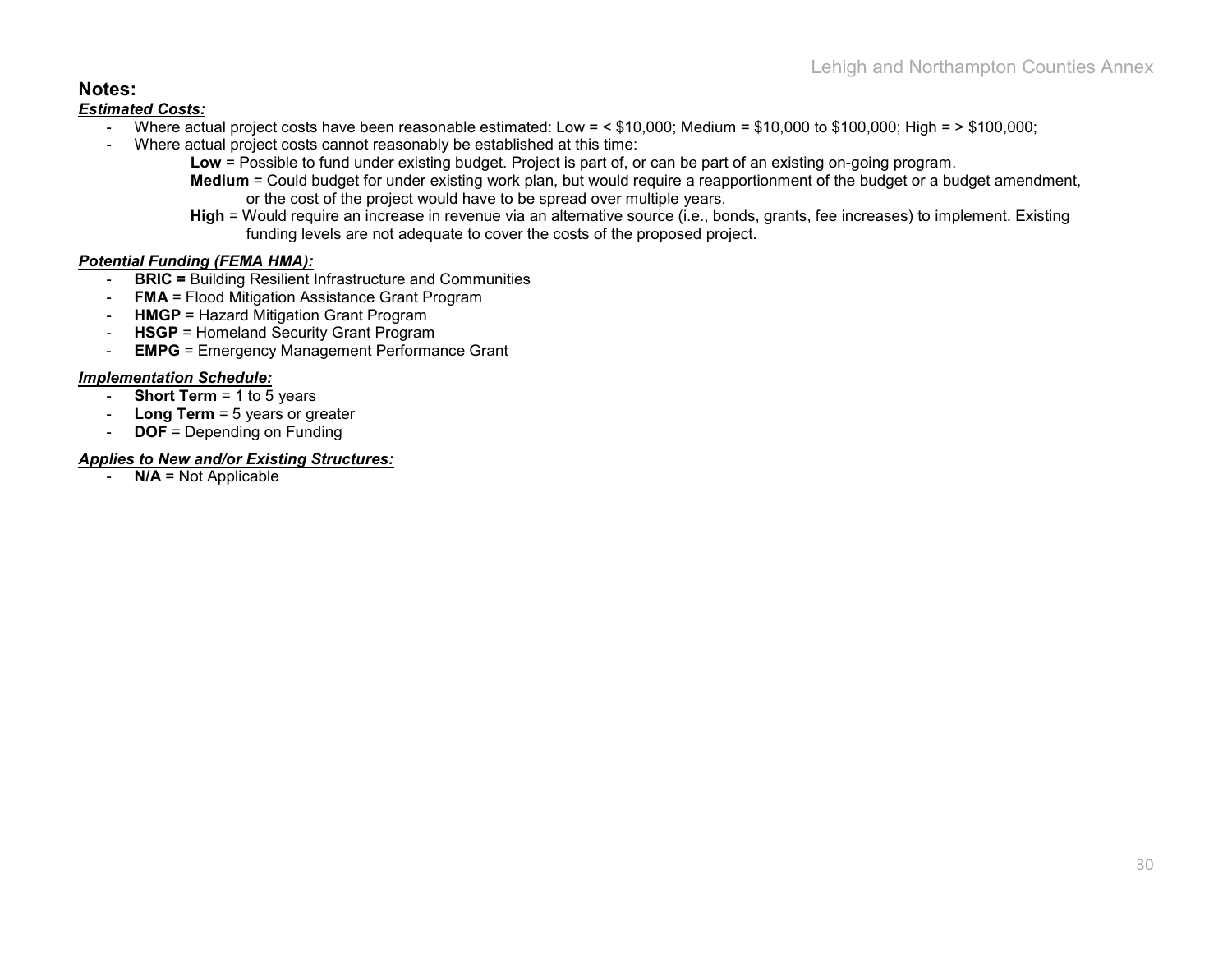## Notes:

***Estimated Costs:***

- Where actual project costs have been reasonable estimated: Low = < $10,000; Medium = $10,000 to $100,000; High = > $100,000;
- Where actual project costs cannot reasonably be established at this time:
  - **Low** = Possible to fund under existing budget. Project is part of, or can be part of an existing on-going program.
  - **Medium** = Could budget for under existing work plan, but would require a reapportionment of the budget or a budget amendment, or the cost of the project would have to be spread over multiple years.
  - **High** = Would require an increase in revenue via an alternative source (i.e., bonds, grants, fee increases) to implement. Existing funding levels are not adequate to cover the costs of the proposed project.

***Potential Funding (FEMA HMA):***

- **BRIC =** Building Resilient Infrastructure and Communities
- **FMA** = Flood Mitigation Assistance Grant Program
- **HMGP** = Hazard Mitigation Grant Program
- **HSGP** = Homeland Security Grant Program
- **EMPG** = Emergency Management Performance Grant

***Implementation Schedule:***

- **Short Term** = 1 to 5 years
- **Long Term** = 5 years or greater
- **DOF** = Depending on Funding

***Applies to New and/or Existing Structures:***

- **N/A** = Not Applicable